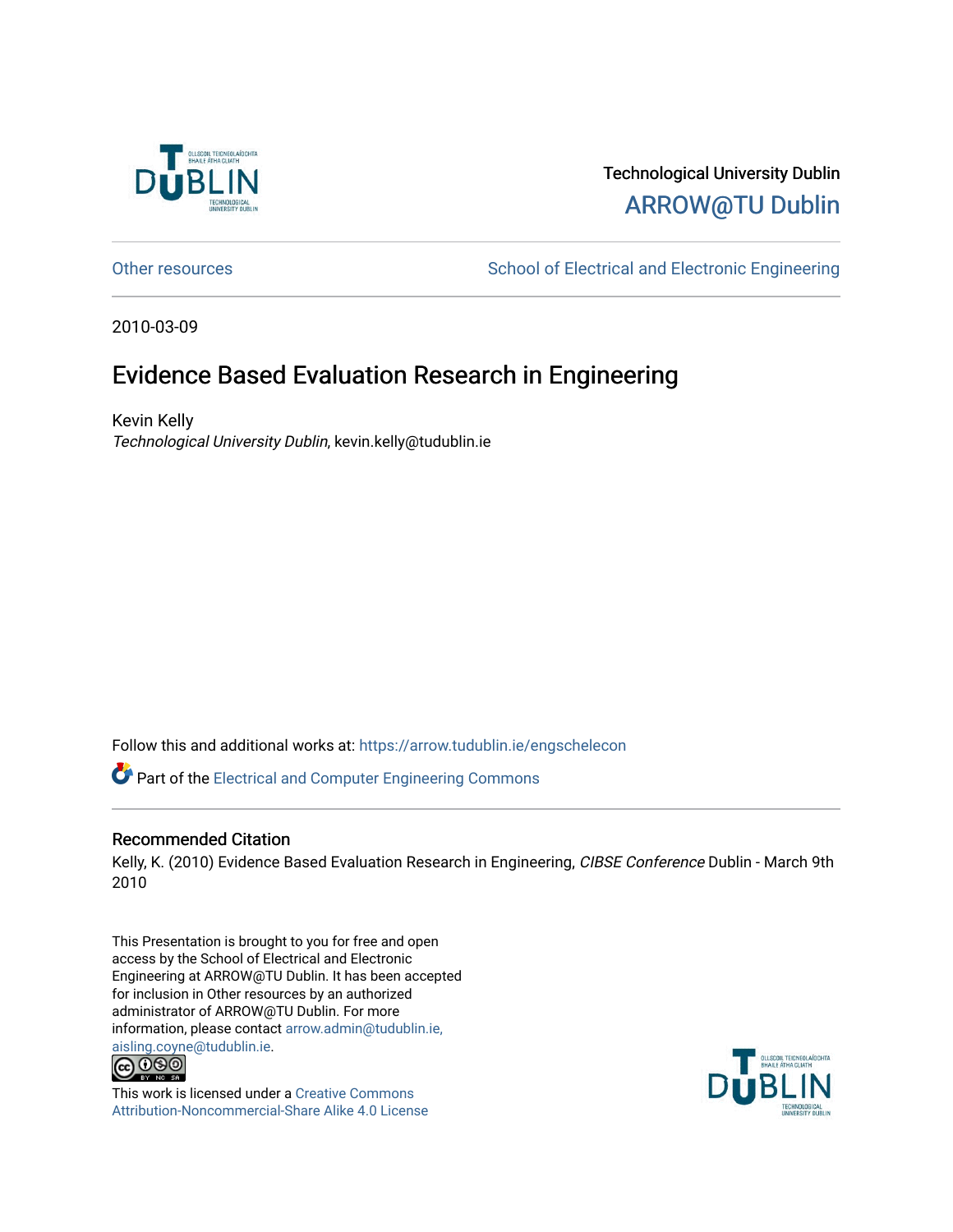Technological University Dublin

ARROW@TU Dublin

Other resources

School of Electrical and Electronic Engineering

2010-03-09

# Evidence Based Evaluation Research in Engineering

Kevin Kelly

*Technological University Dublin*, kevin.kelly@tudublin.ie

Follow this and additional works at: https://arrow.tudublin.ie/engschelecon

Part of the Electrical and Computer Engineering Commons

## Recommended Citation

Kelly, K. (2010) Evidence Based Evaluation Research in Engineering, *CIBSE Conference* Dublin - March 9th 2010

This Presentation is brought to you for free and open access by the School of Electrical and Electronic Engineering at ARROW@TU Dublin. It has been accepted for inclusion in Other resources by an authorized administrator of ARROW@TU Dublin. For more information, please contact arrow.admin@tudublin.ie, aisling.coyne@tudublin.ie.

This work is licensed under a Creative Commons Attribution-Noncommercial-Share Alike 4.0 License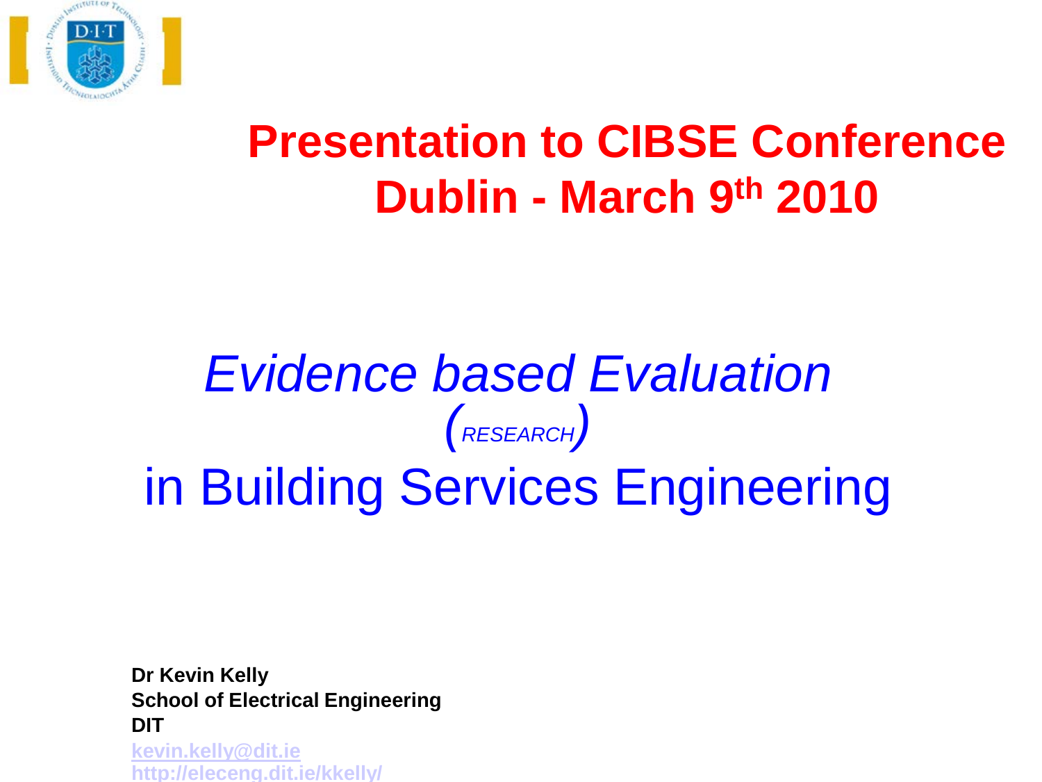# Presentation to CIBSE Conference Dublin - March 9th 2010

## *Evidence based Evaluation (RESEARCH)* in Building Services Engineering

**Dr Kevin Kelly**
**School of Electrical Engineering**
**DIT**
kevin.kelly@dit.ie
http://eleceng.dit.ie/kkelly/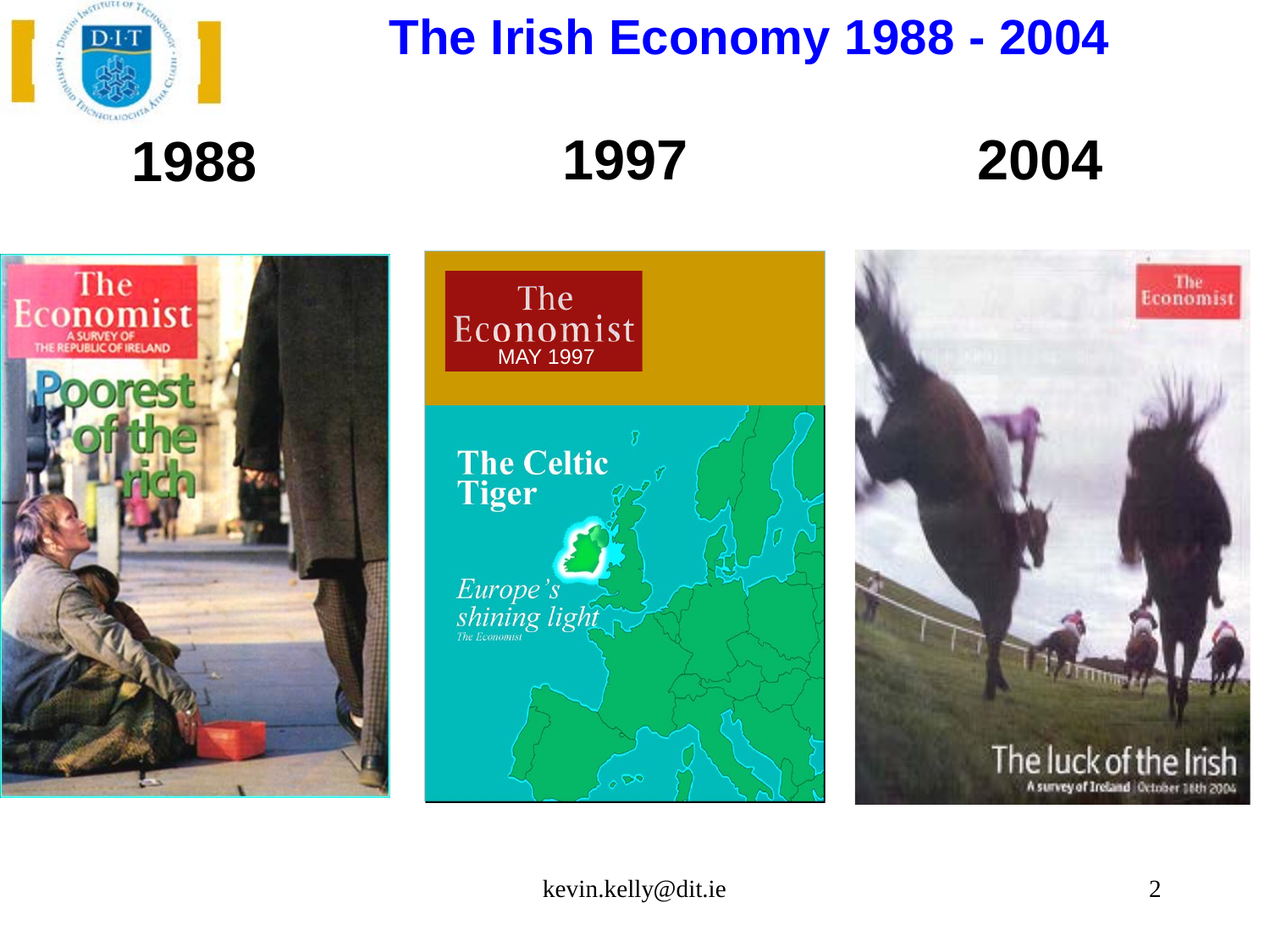# The Irish Economy 1988 - 2004

**1988** **1997** **2004**

The Economist
A SURVEY OF THE REPUBLIC OF IRELAND
Poorest of the rich

The Economist
MAY 1997
The Celtic Tiger
*Europe's shining light*
*The Economist*

The Economist
The luck of the Irish
A survey of Ireland October 16th 2004

kevin.kelly@dit.ie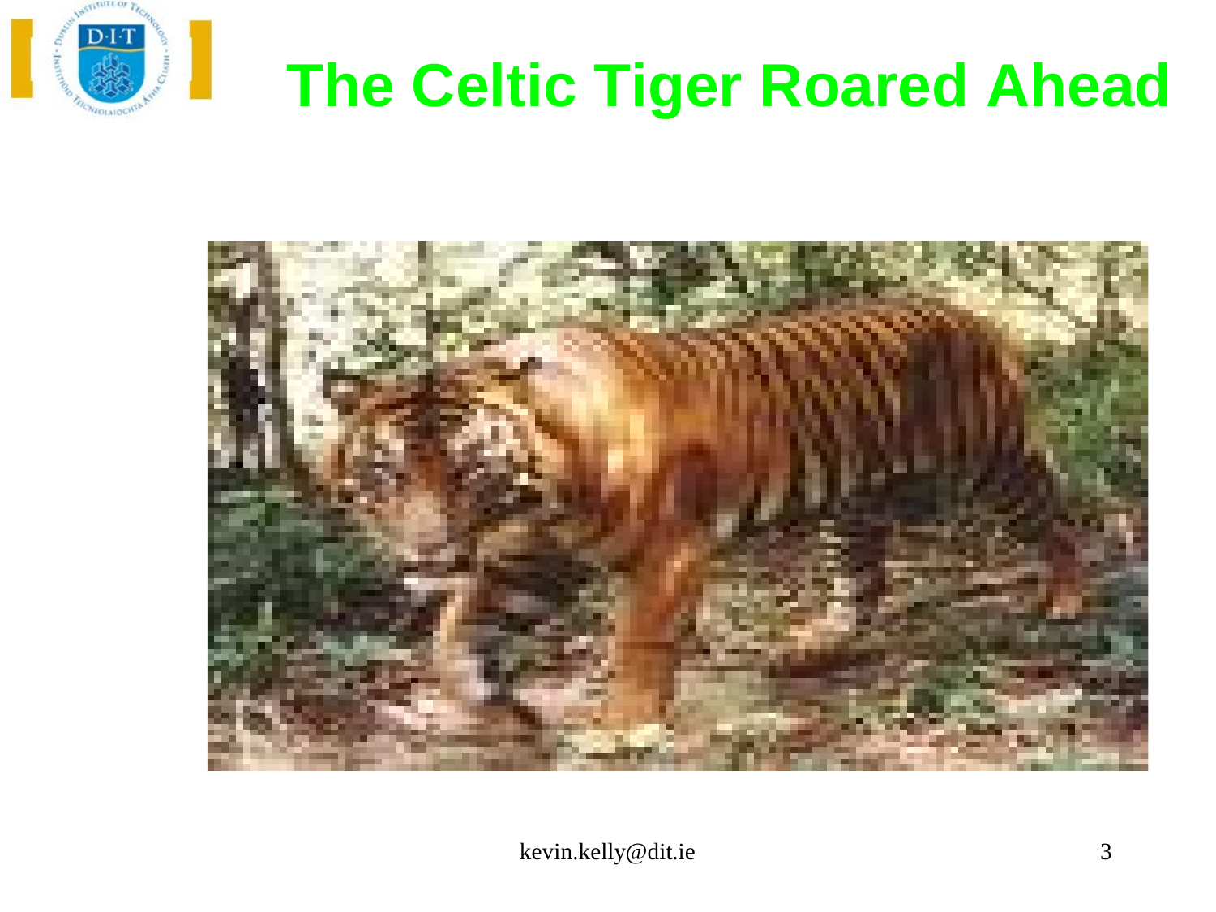# The Celtic Tiger Roared Ahead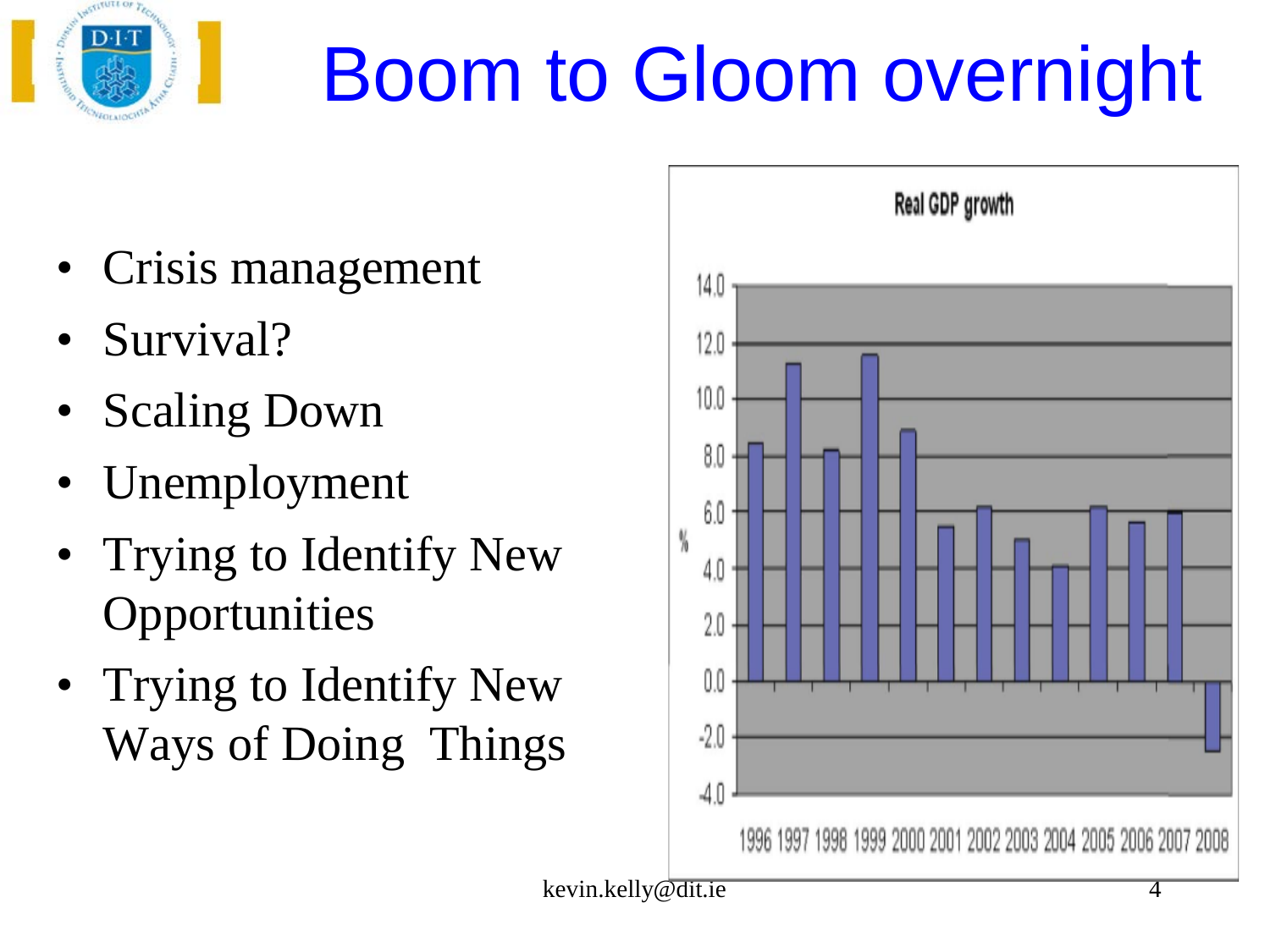# Boom to Gloom overnight

- Crisis management
- Survival?
- Scaling Down
- Unemployment
- Trying to Identify New Opportunities
- Trying to Identify New Ways of Doing Things

**Real GDP growth**

| Year | % |
|---|---|
| 1996 | 8.4 |
| 1997 | 11.2 |
| 1998 | 8.2 |
| 1999 | 11.5 |
| 2000 | 8.9 |
| 2001 | 5.5 |
| 2002 | 6.1 |
| 2003 | 5.0 |
| 2004 | 4.1 |
| 2005 | 6.1 |
| 2006 | 5.6 |
| 2007 | 6.0 |
| 2008 | -2.5 |

kevin.kelly@dit.ie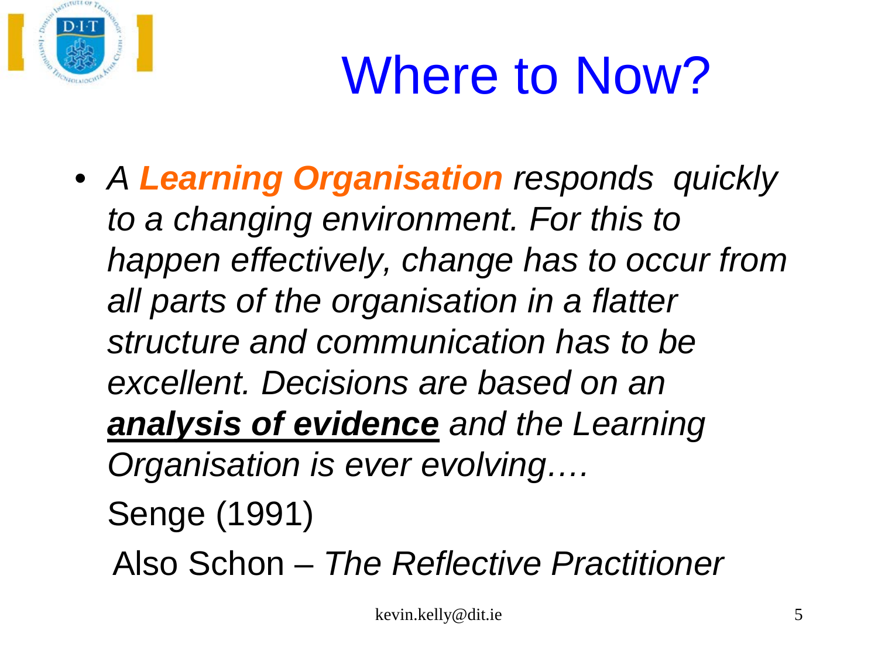# Where to Now?

- *A **Learning Organisation** responds quickly to a changing environment. For this to happen effectively, change has to occur from all parts of the organisation in a flatter structure and communication has to be excellent. Decisions are based on an **analysis of evidence** and the Learning Organisation is ever evolving….*

  Senge (1991)

  Also Schon – *The Reflective Practitioner*

kevin.kelly@dit.ie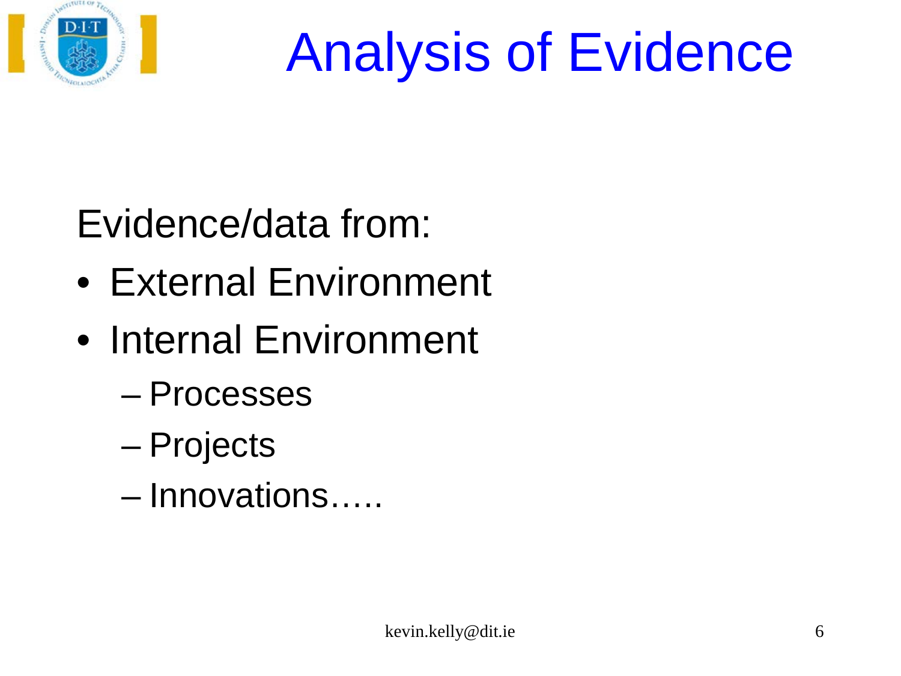# Analysis of Evidence

Evidence/data from:

- External Environment
- Internal Environment
  - Processes
  - Projects
  - Innovations…..

kevin.kelly@dit.ie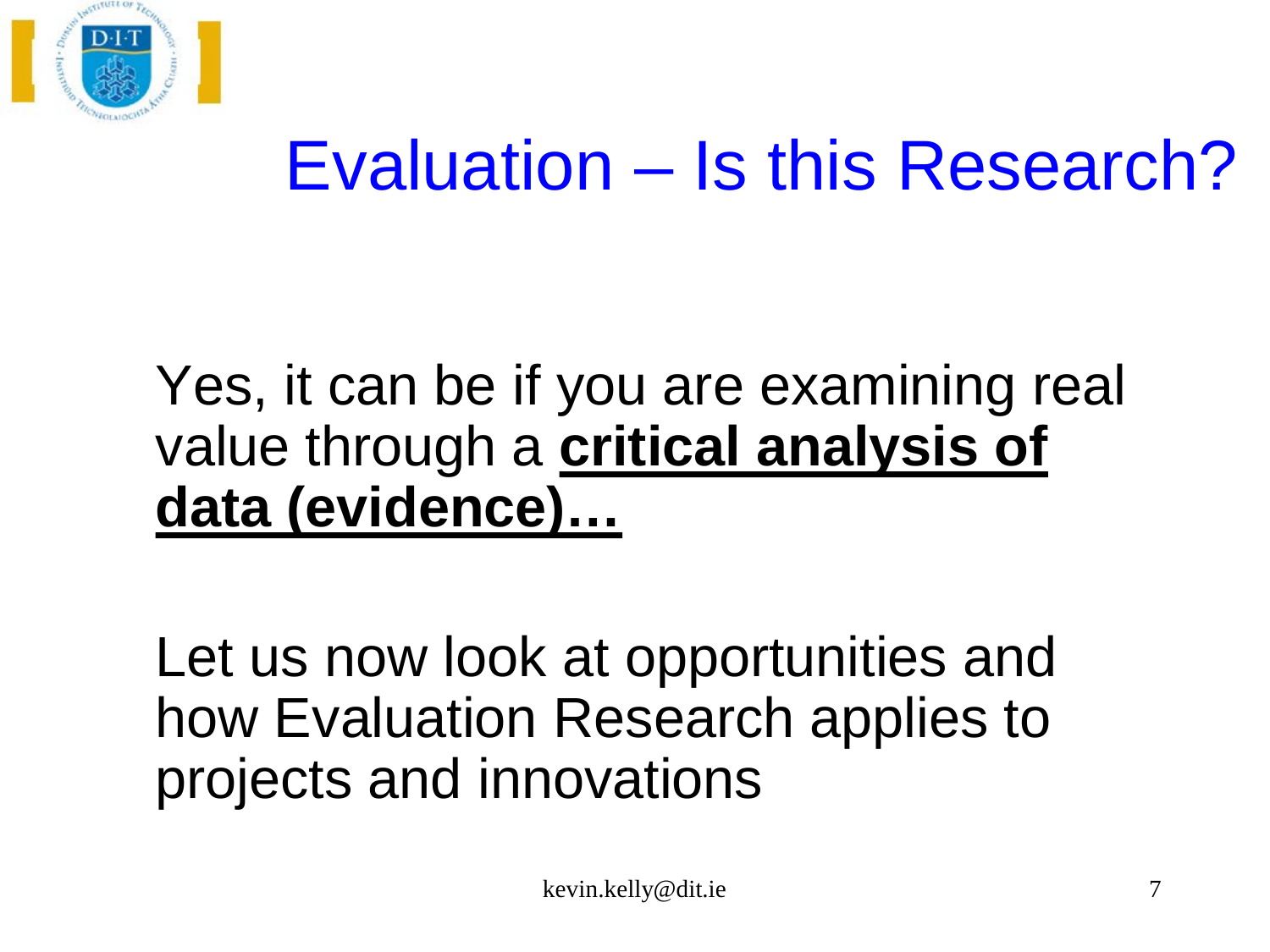# Evaluation – Is this Research?

Yes, it can be if you are examining real value through a **critical analysis of data (evidence)…**

Let us now look at opportunities and how Evaluation Research applies to projects and innovations

kevin.kelly@dit.ie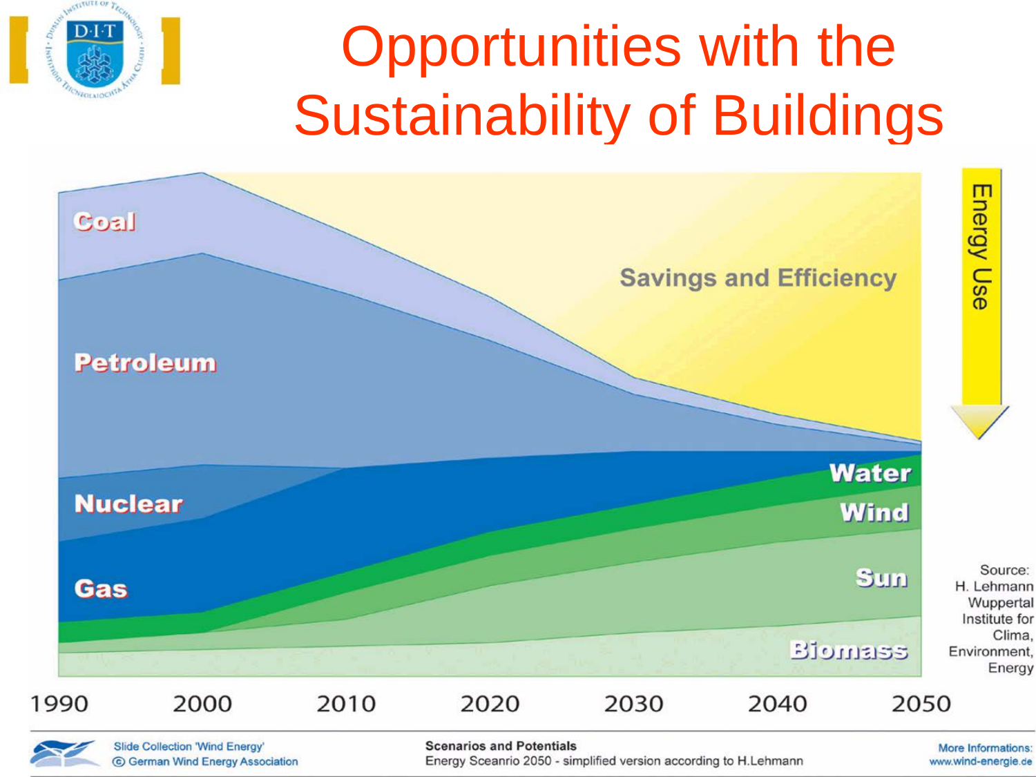# Opportunities with the Sustainability of Buildings

Coal

Petroleum

Nuclear

Gas

Savings and Efficiency

Water

Wind

Sun

Biomass

Energy Use

1990 2000 2010 2020 2030 2040 2050

Source: H. Lehmann Wuppertal Institute for Clima, Environment, Energy

Slide Collection 'Wind Energy'
© German Wind Energy Association

**Scenarios and Potentials**
Energy Sceanrio 2050 - simplified version according to H.Lehmann

More Informations:
www.wind-energie.de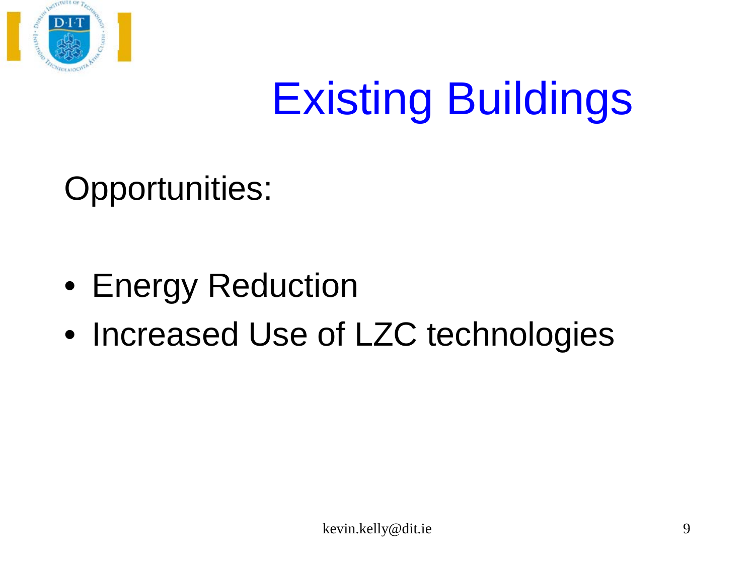# Existing Buildings

Opportunities:

- Energy Reduction
- Increased Use of LZC technologies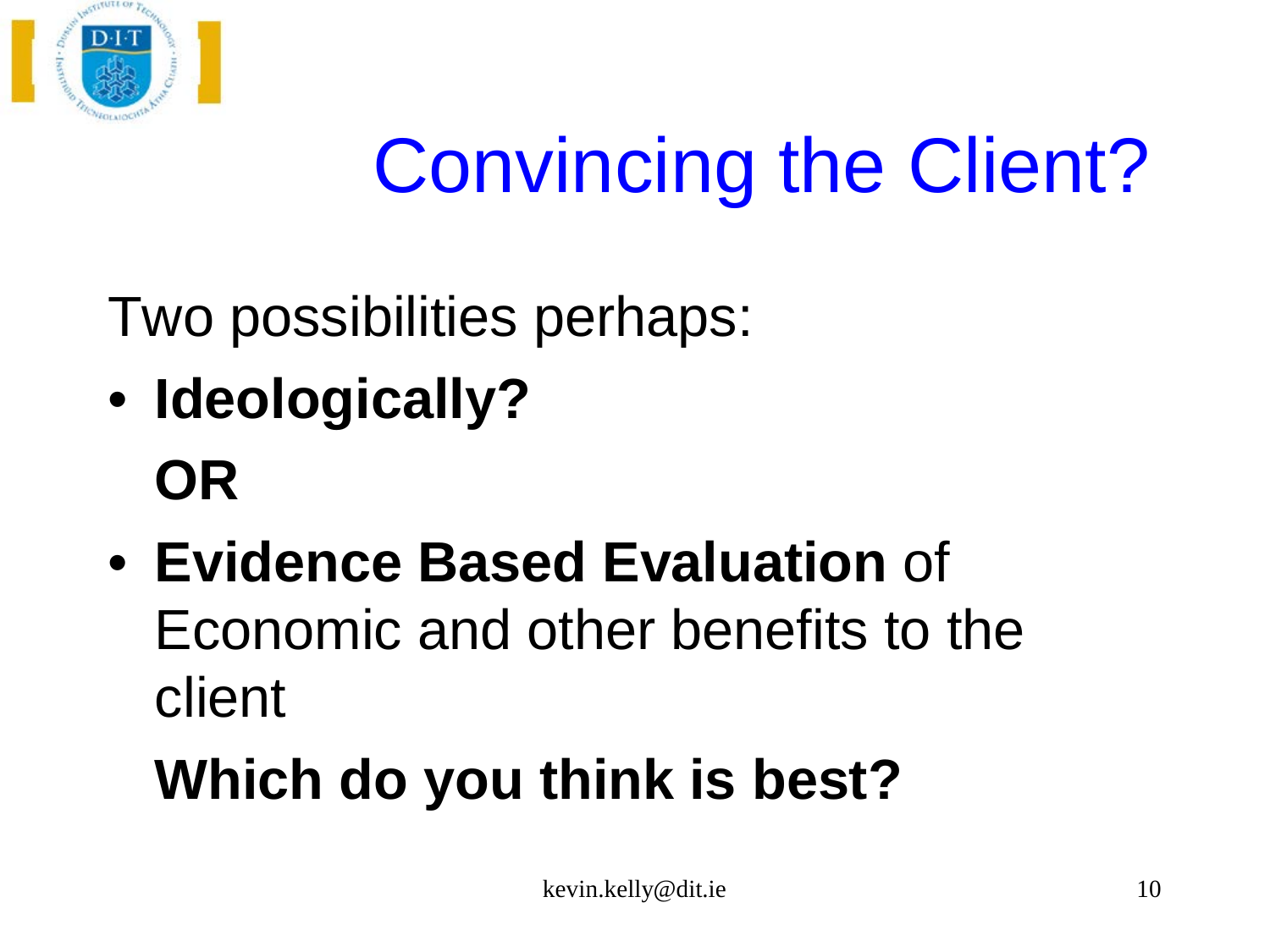# Convincing the Client?

Two possibilities perhaps:

- **Ideologically?**

  **OR**

- **Evidence Based Evaluation** of Economic and other benefits to the client

  **Which do you think is best?**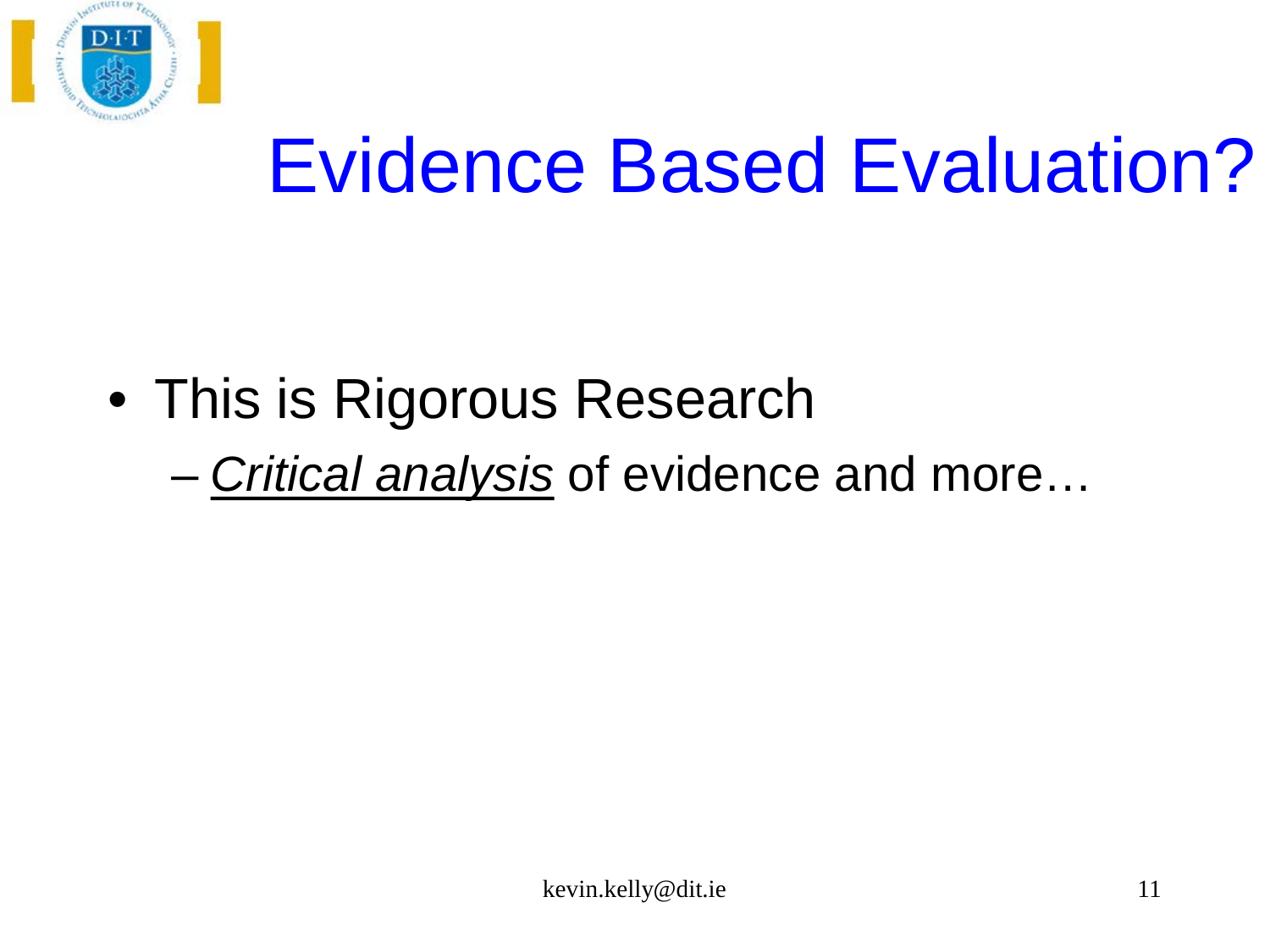# Evidence Based Evaluation?

- This is Rigorous Research
  - *<u>Critical analysis</u>* of evidence and more…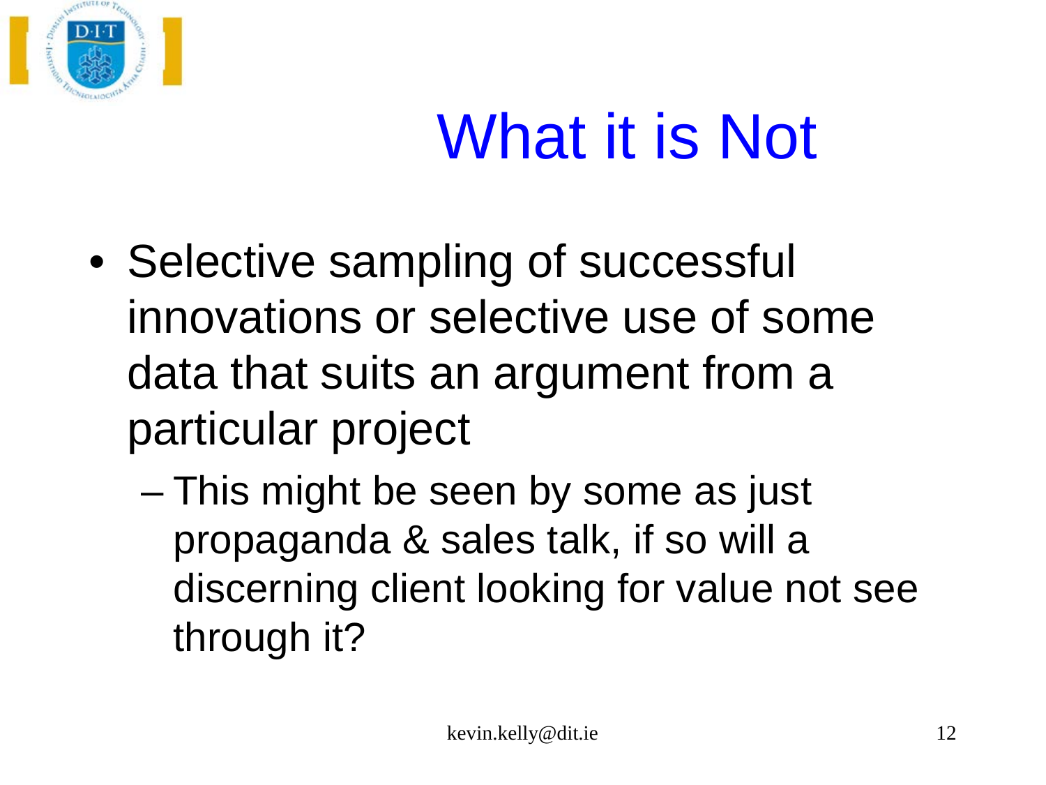# What it is Not

- Selective sampling of successful innovations or selective use of some data that suits an argument from a particular project
  - This might be seen by some as just propaganda & sales talk, if so will a discerning client looking for value not see through it?

kevin.kelly@dit.ie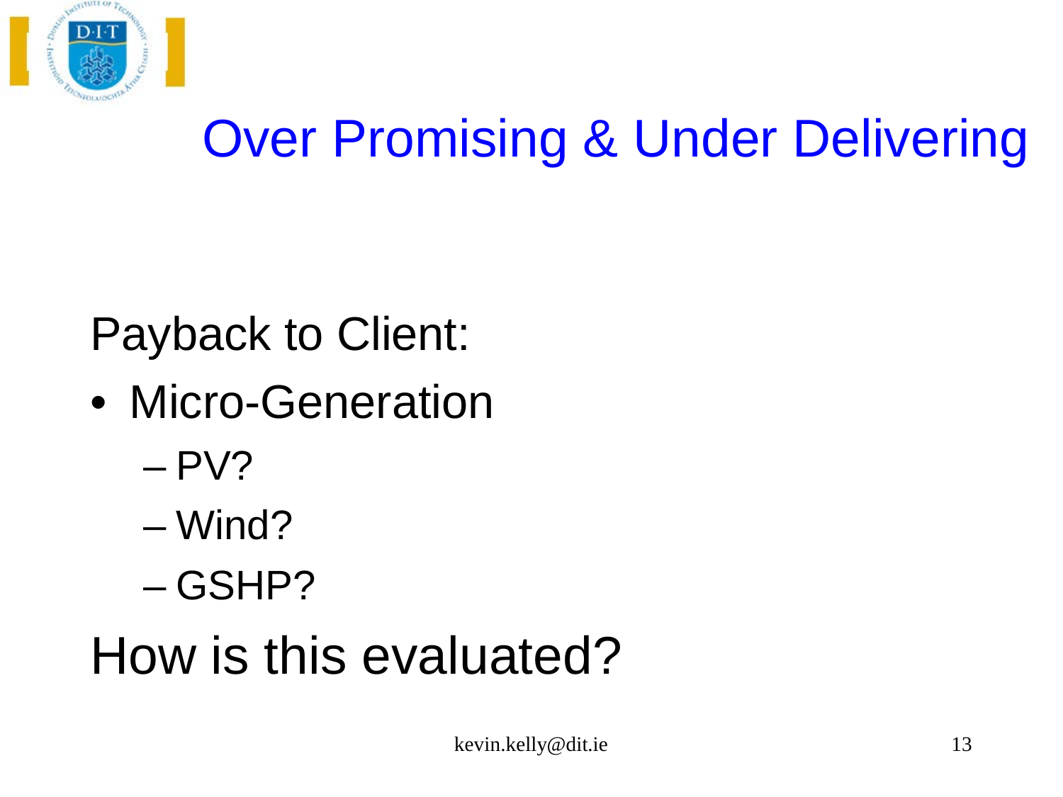# Over Promising & Under Delivering

Payback to Client:

- Micro-Generation
  - PV?
  - Wind?
  - GSHP?

How is this evaluated?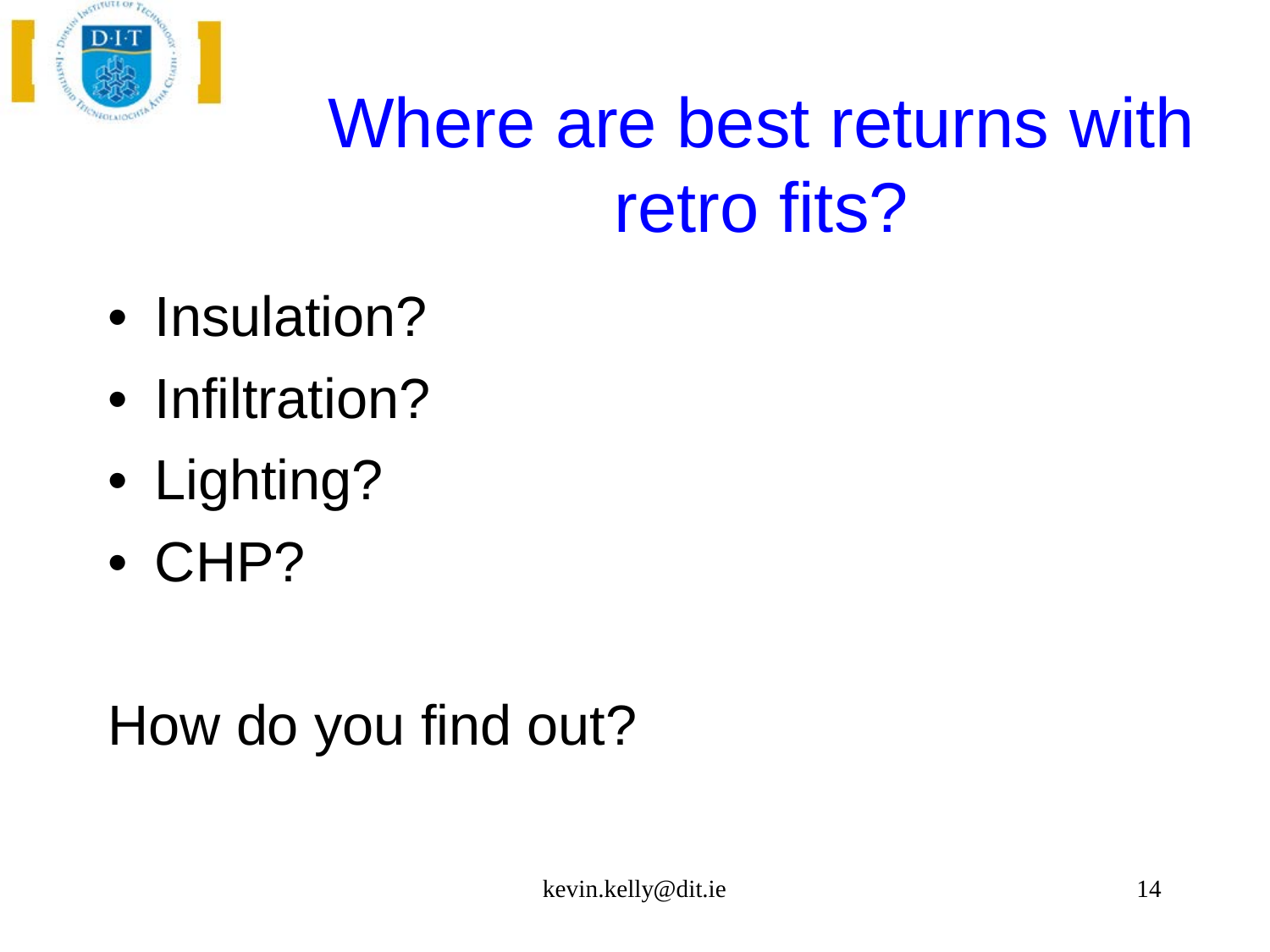# Where are best returns with retro fits?

- Insulation?
- Infiltration?
- Lighting?
- CHP?

How do you find out?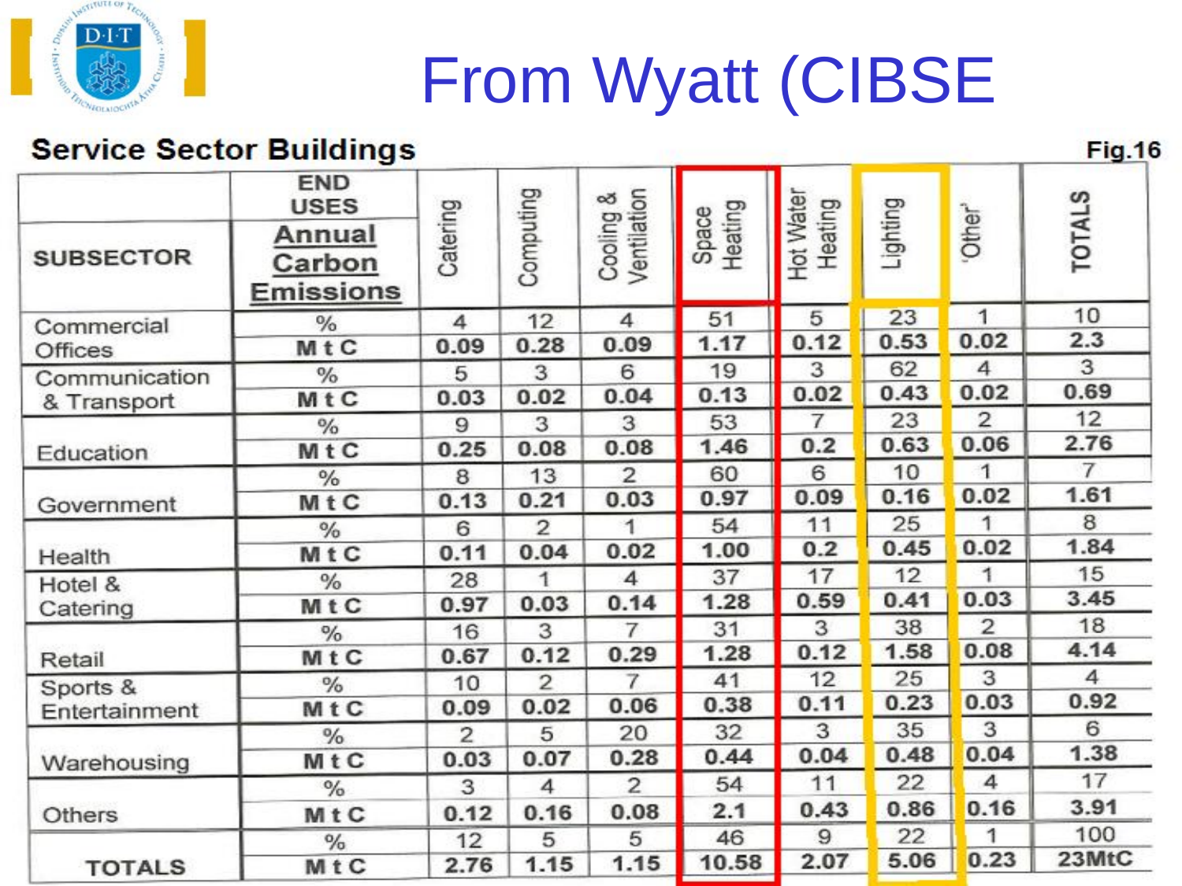# From Wyatt (CIBSE

## Service Sector Buildings

Fig.16

| SUBSECTOR | END USES / Annual Carbon Emissions | Catering | Computing | Cooling & Ventilation | Space Heating | Hot Water Heating | Lighting | 'Other' | TOTALS |
|---|---|---|---|---|---|---|---|---|---|
| Commercial Offices | % | 4 | 12 | 4 | 51 | 5 | 23 | 1 | 10 |
| | M t C | 0.09 | 0.28 | 0.09 | 1.17 | 0.12 | 0.53 | 0.02 | 2.3 |
| Communication & Transport | % | 5 | 3 | 6 | 19 | 3 | 62 | 4 | 3 |
| | M t C | 0.03 | 0.02 | 0.04 | 0.13 | 0.02 | 0.43 | 0.02 | 0.69 |
| Education | % | 9 | 3 | 3 | 53 | 7 | 23 | 2 | 12 |
| | M t C | 0.25 | 0.08 | 0.08 | 1.46 | 0.2 | 0.63 | 0.06 | 2.76 |
| Government | % | 8 | 13 | 2 | 60 | 6 | 10 | 1 | 7 |
| | M t C | 0.13 | 0.21 | 0.03 | 0.97 | 0.09 | 0.16 | 0.02 | 1.61 |
| Health | % | 6 | 2 | 1 | 54 | 11 | 25 | 1 | 8 |
| | M t C | 0.11 | 0.04 | 0.02 | 1.00 | 0.2 | 0.45 | 0.02 | 1.84 |
| Hotel & Catering | % | 28 | 1 | 4 | 37 | 17 | 12 | 1 | 15 |
| | M t C | 0.97 | 0.03 | 0.14 | 1.28 | 0.59 | 0.41 | 0.03 | 3.45 |
| Retail | % | 16 | 3 | 7 | 31 | 3 | 38 | 2 | 18 |
| | M t C | 0.67 | 0.12 | 0.29 | 1.28 | 0.12 | 1.58 | 0.08 | 4.14 |
| Sports & Entertainment | % | 10 | 2 | 7 | 41 | 12 | 25 | 3 | 4 |
| | M t C | 0.09 | 0.02 | 0.06 | 0.38 | 0.11 | 0.23 | 0.03 | 0.92 |
| Warehousing | % | 2 | 5 | 20 | 32 | 3 | 35 | 3 | 6 |
| | M t C | 0.03 | 0.07 | 0.28 | 0.44 | 0.04 | 0.48 | 0.04 | 1.38 |
| Others | % | 3 | 4 | 2 | 54 | 11 | 22 | 4 | 17 |
| | M t C | 0.12 | 0.16 | 0.08 | 2.1 | 0.43 | 0.86 | 0.16 | 3.91 |
| TOTALS | % | 12 | 5 | 5 | 46 | 9 | 22 | 1 | 100 |
| | M t C | 2.76 | 1.15 | 1.15 | 10.58 | 2.07 | 5.06 | 0.23 | 23MtC |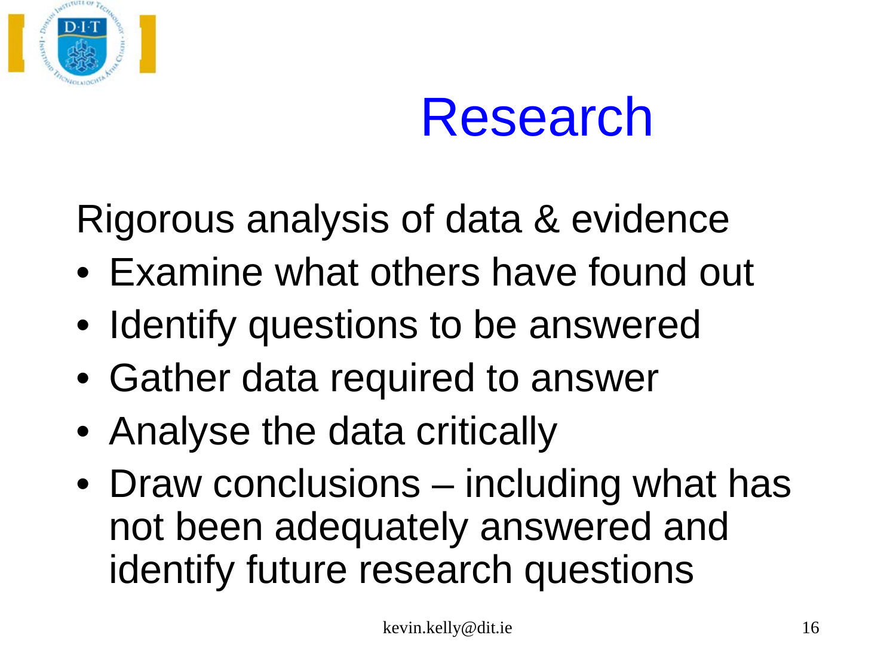# Research

Rigorous analysis of data & evidence

- Examine what others have found out
- Identify questions to be answered
- Gather data required to answer
- Analyse the data critically
- Draw conclusions – including what has not been adequately answered and identify future research questions

kevin.kelly@dit.ie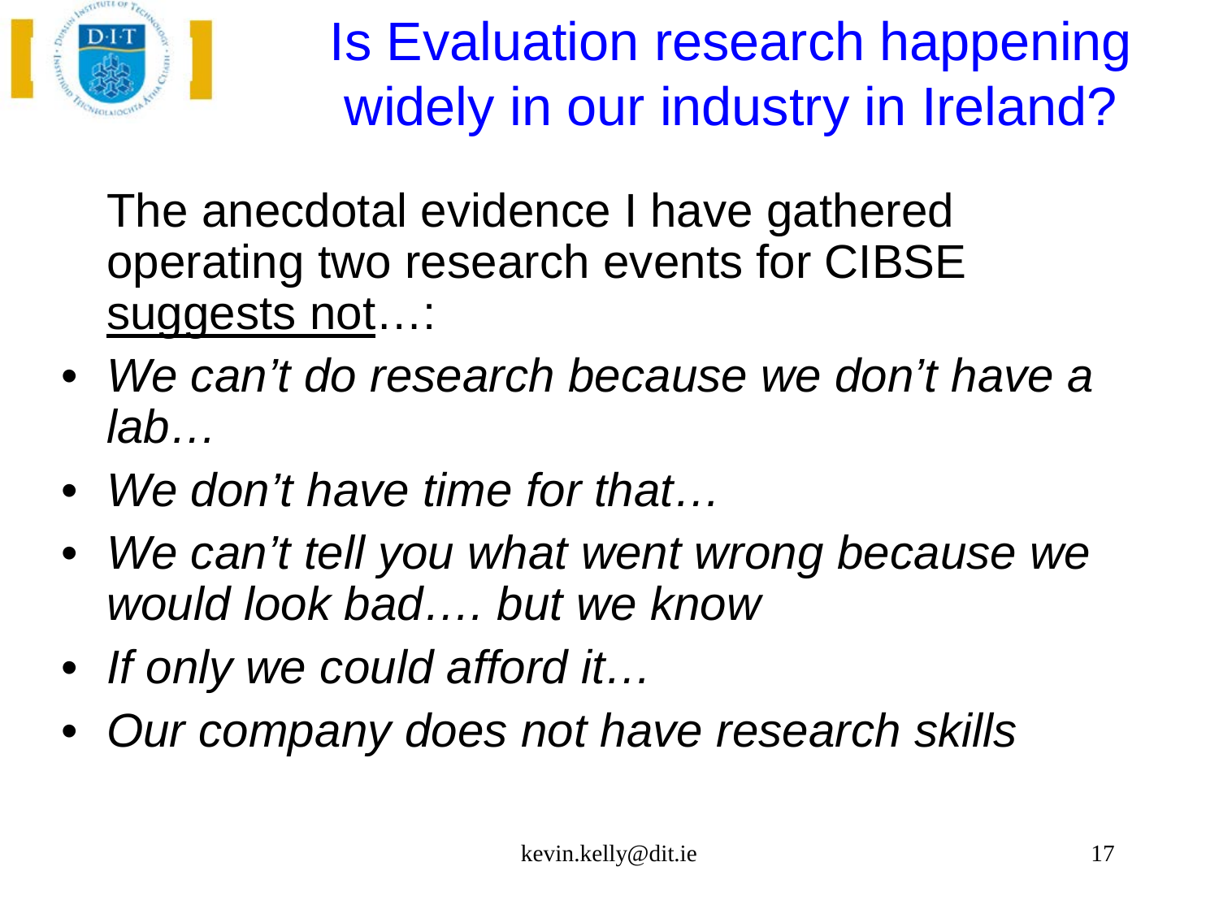# Is Evaluation research happening widely in our industry in Ireland?

The anecdotal evidence I have gathered operating two research events for CIBSE <u>suggests not</u>…:

- *We can't do research because we don't have a lab…*
- *We don't have time for that…*
- *We can't tell you what went wrong because we would look bad…. but we know*
- *If only we could afford it…*
- *Our company does not have research skills*

kevin.kelly@dit.ie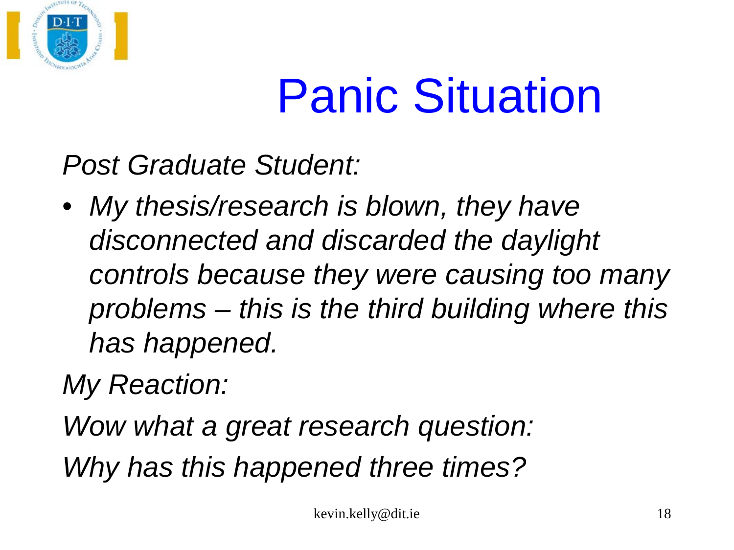# Panic Situation

*Post Graduate Student:*

- *My thesis/research is blown, they have disconnected and discarded the daylight controls because they were causing too many problems – this is the third building where this has happened.*

*My Reaction:*

*Wow what a great research question:*

*Why has this happened three times?*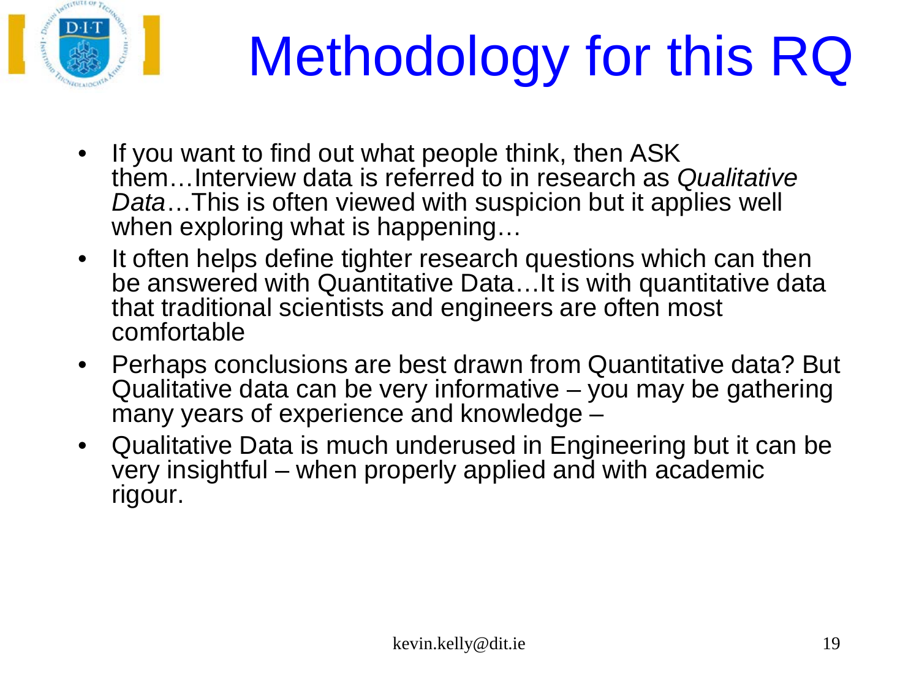# Methodology for this RQ

- If you want to find out what people think, then ASK them…Interview data is referred to in research as *Qualitative Data*…This is often viewed with suspicion but it applies well when exploring what is happening…
- It often helps define tighter research questions which can then be answered with Quantitative Data…It is with quantitative data that traditional scientists and engineers are often most comfortable
- Perhaps conclusions are best drawn from Quantitative data? But Qualitative data can be very informative – you may be gathering many years of experience and knowledge –
- Qualitative Data is much underused in Engineering but it can be very insightful – when properly applied and with academic rigour.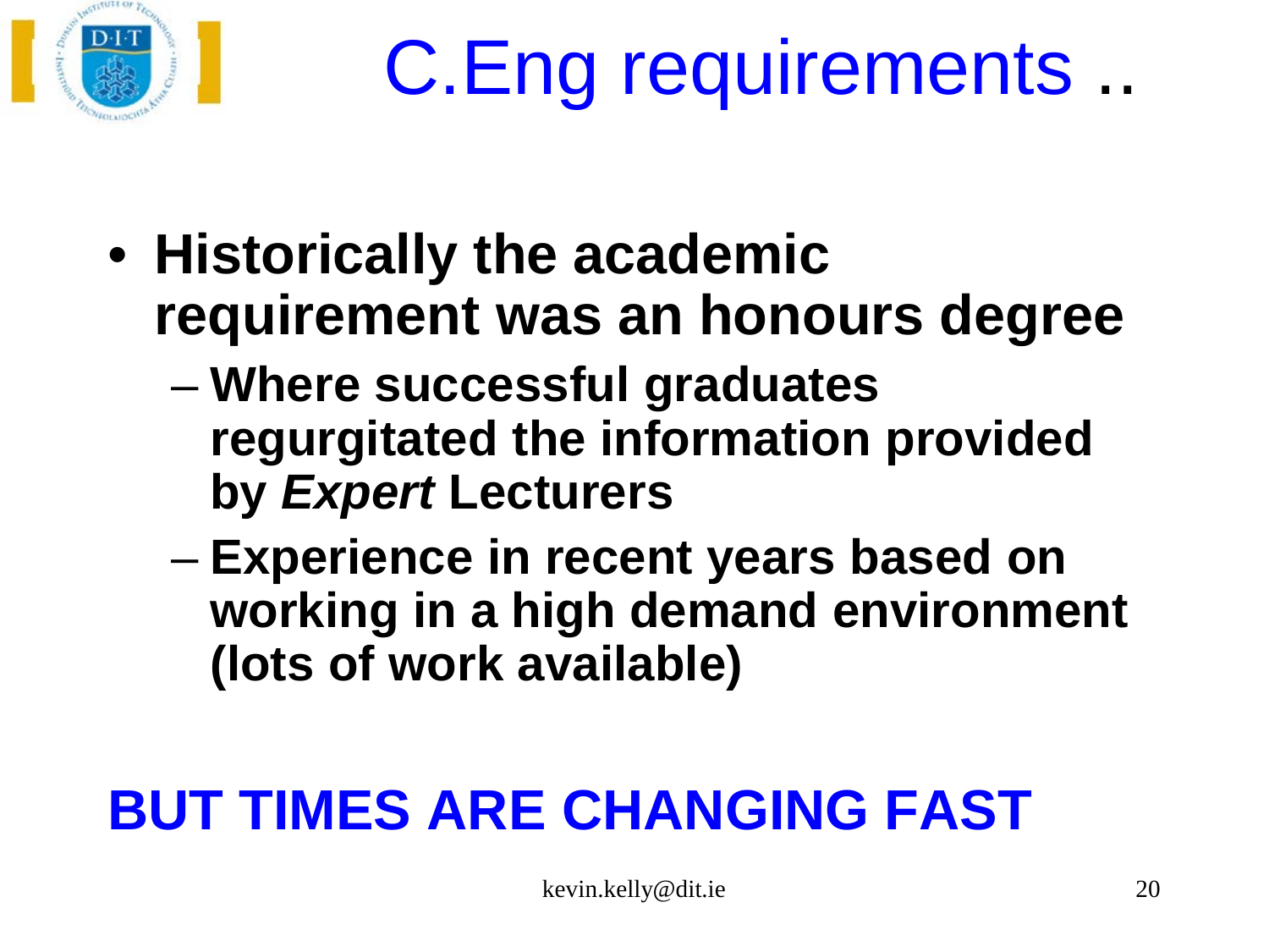# C.Eng requirements ..

- **Historically the academic requirement was an honours degree**
  - **Where successful graduates regurgitated the information provided by *Expert* Lecturers**
  - **Experience in recent years based on working in a high demand environment (lots of work available)**

**BUT TIMES ARE CHANGING FAST**

kevin.kelly@dit.ie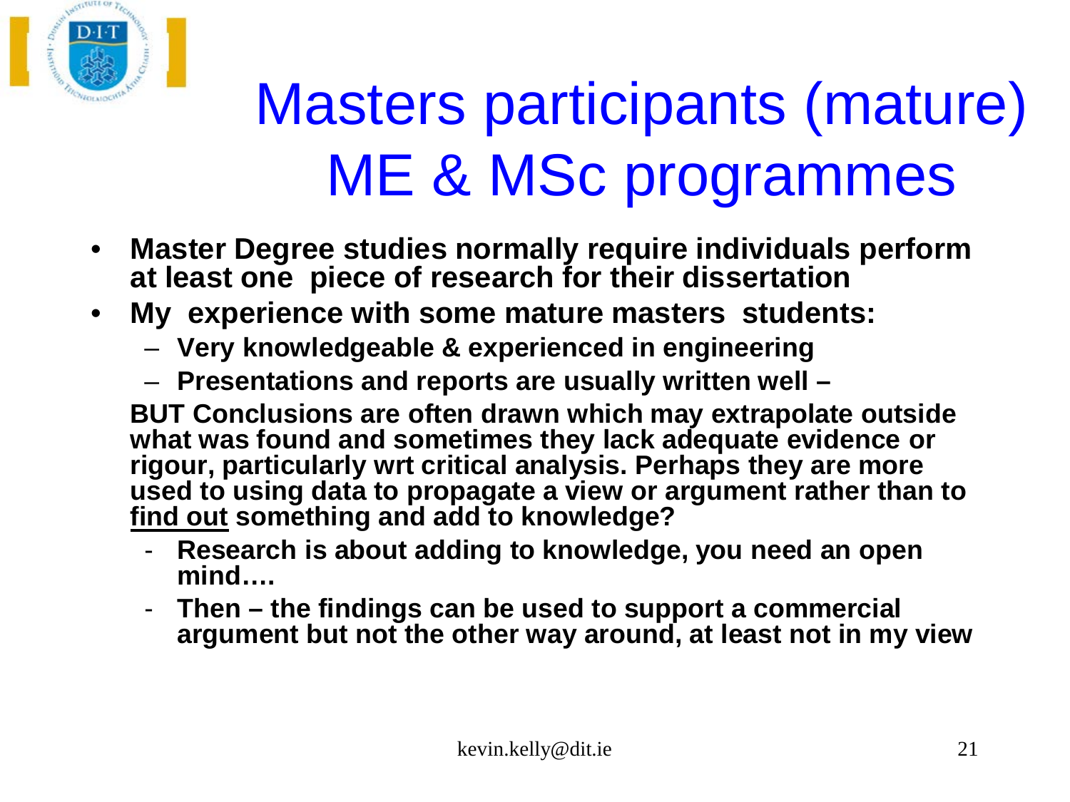# Masters participants (mature) ME & MSc programmes

- **Master Degree studies normally require individuals perform at least one piece of research for their dissertation**
- **My experience with some mature masters students:**
  - **Very knowledgeable & experienced in engineering**
  - **Presentations and reports are usually written well –**

  **BUT Conclusions are often drawn which may extrapolate outside what was found and sometimes they lack adequate evidence or rigour, particularly wrt critical analysis. Perhaps they are more used to using data to propagate a view or argument rather than to <u>find out</u> something and add to knowledge?**

  - **Research is about adding to knowledge, you need an open mind….**
  - **Then – the findings can be used to support a commercial argument but not the other way around, at least not in my view**

kevin.kelly@dit.ie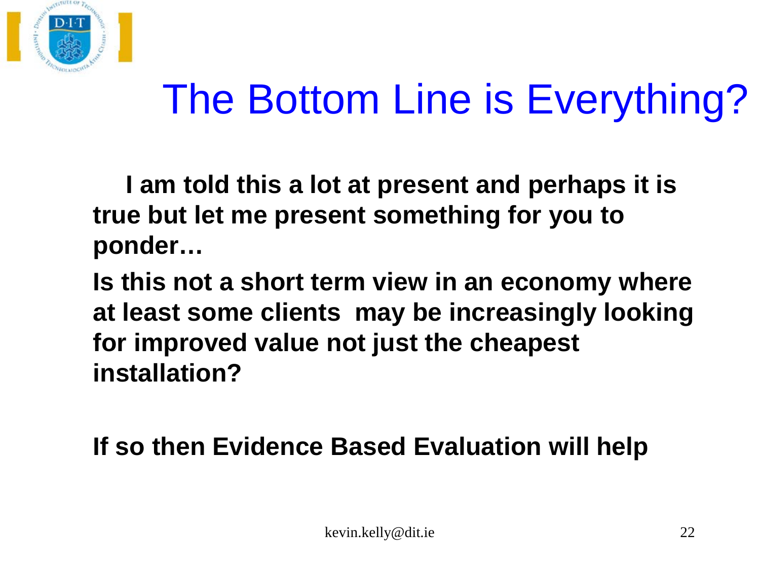# The Bottom Line is Everything?

**I am told this a lot at present and perhaps it is true but let me present something for you to ponder…**

**Is this not a short term view in an economy where at least some clients may be increasingly looking for improved value not just the cheapest installation?**

**If so then Evidence Based Evaluation will help**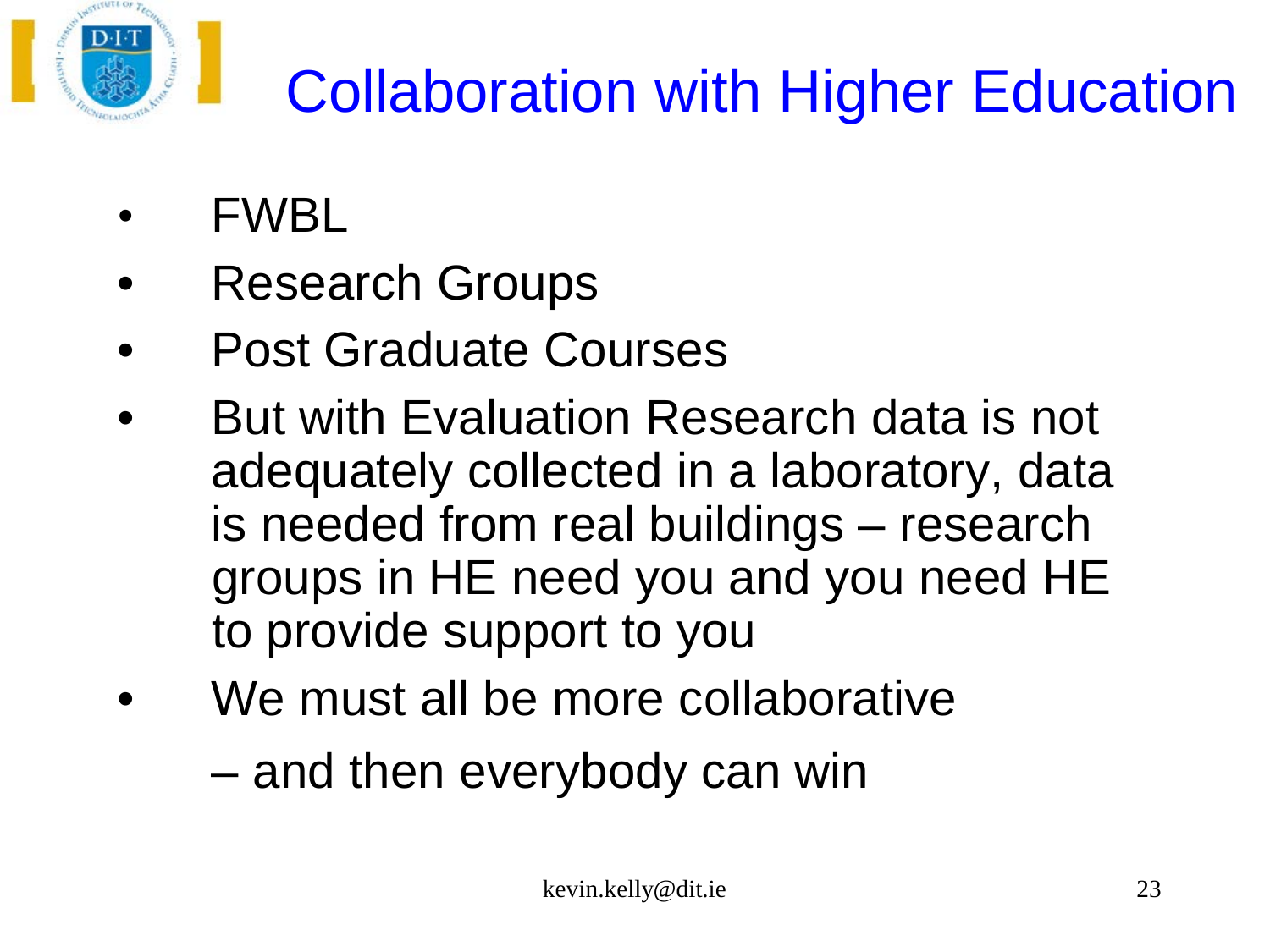# Collaboration with Higher Education

- FWBL
- Research Groups
- Post Graduate Courses
- But with Evaluation Research data is not adequately collected in a laboratory, data is needed from real buildings – research groups in HE need you and you need HE to provide support to you
- We must all be more collaborative

  – and then everybody can win

kevin.kelly@dit.ie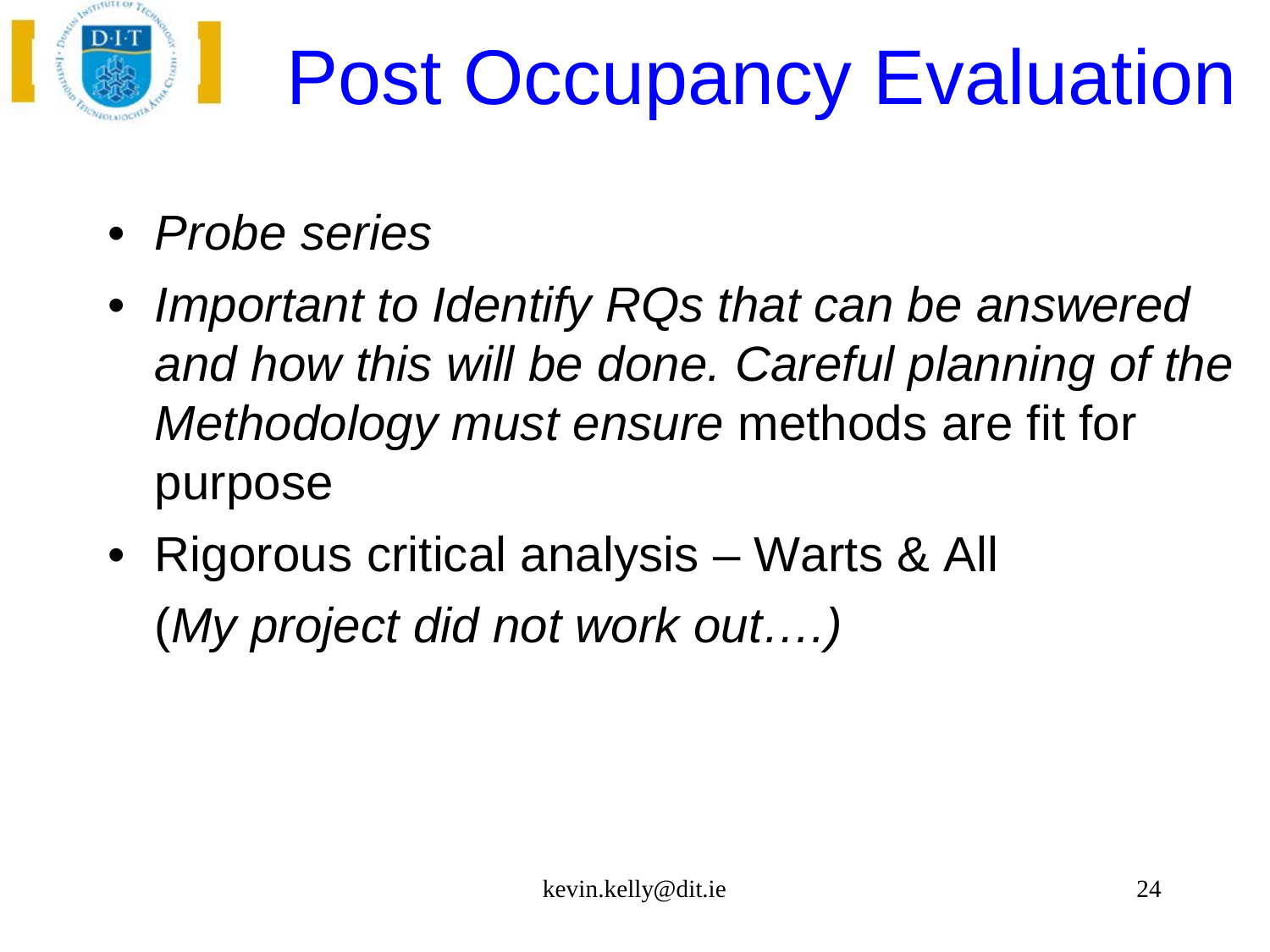# Post Occupancy Evaluation

- *Probe series*
- *Important to Identify RQs that can be answered and how this will be done. Careful planning of the Methodology must ensure* methods are fit for purpose
- Rigorous critical analysis – Warts & All (*My project did not work out….)*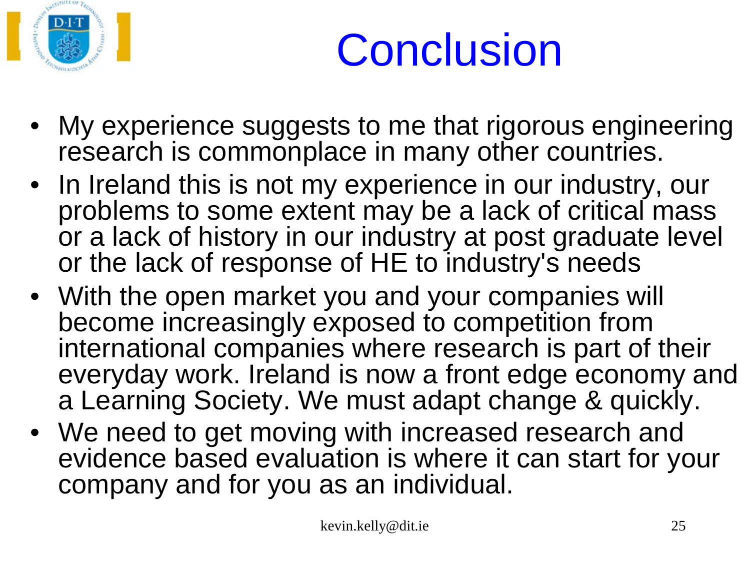# Conclusion

- My experience suggests to me that rigorous engineering research is commonplace in many other countries.
- In Ireland this is not my experience in our industry, our problems to some extent may be a lack of critical mass or a lack of history in our industry at post graduate level or the lack of response of HE to industry's needs
- With the open market you and your companies will become increasingly exposed to competition from international companies where research is part of their everyday work. Ireland is now a front edge economy and a Learning Society. We must adapt change & quickly.
- We need to get moving with increased research and evidence based evaluation is where it can start for your company and for you as an individual.

kevin.kelly@dit.ie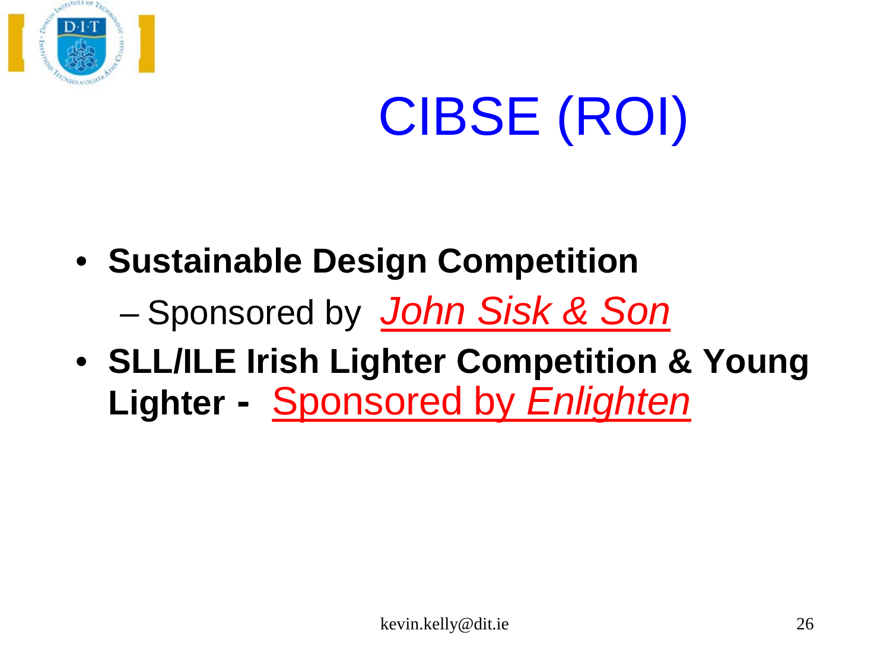# CIBSE (ROI)

- **Sustainable Design Competition**
  - Sponsored by *John Sisk & Son*
- **SLL/ILE Irish Lighter Competition & Young Lighter -** Sponsored by *Enlighten*

kevin.kelly@dit.ie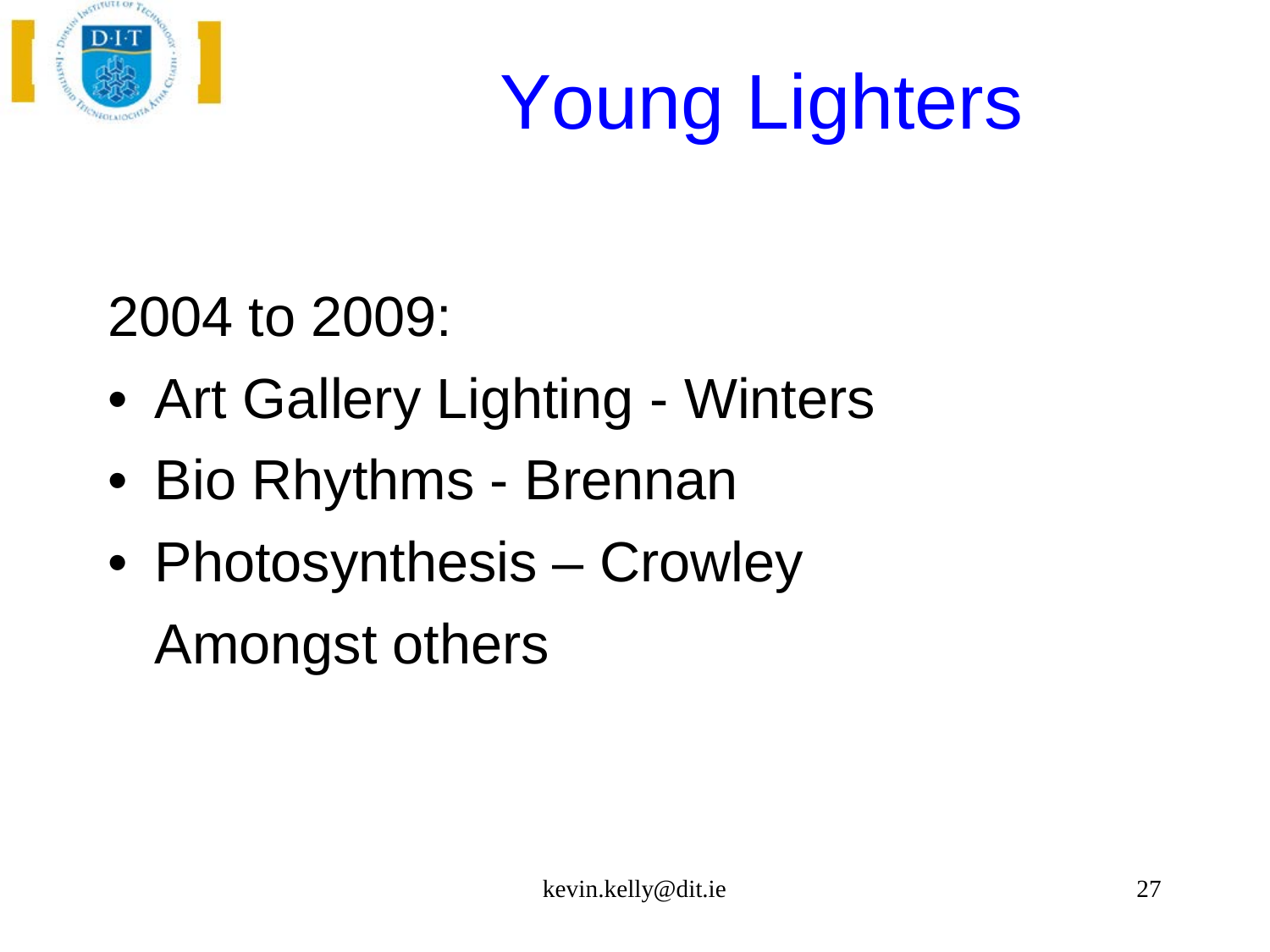# Young Lighters

2004 to 2009:

- Art Gallery Lighting - Winters
- Bio Rhythms - Brennan
- Photosynthesis – Crowley

  Amongst others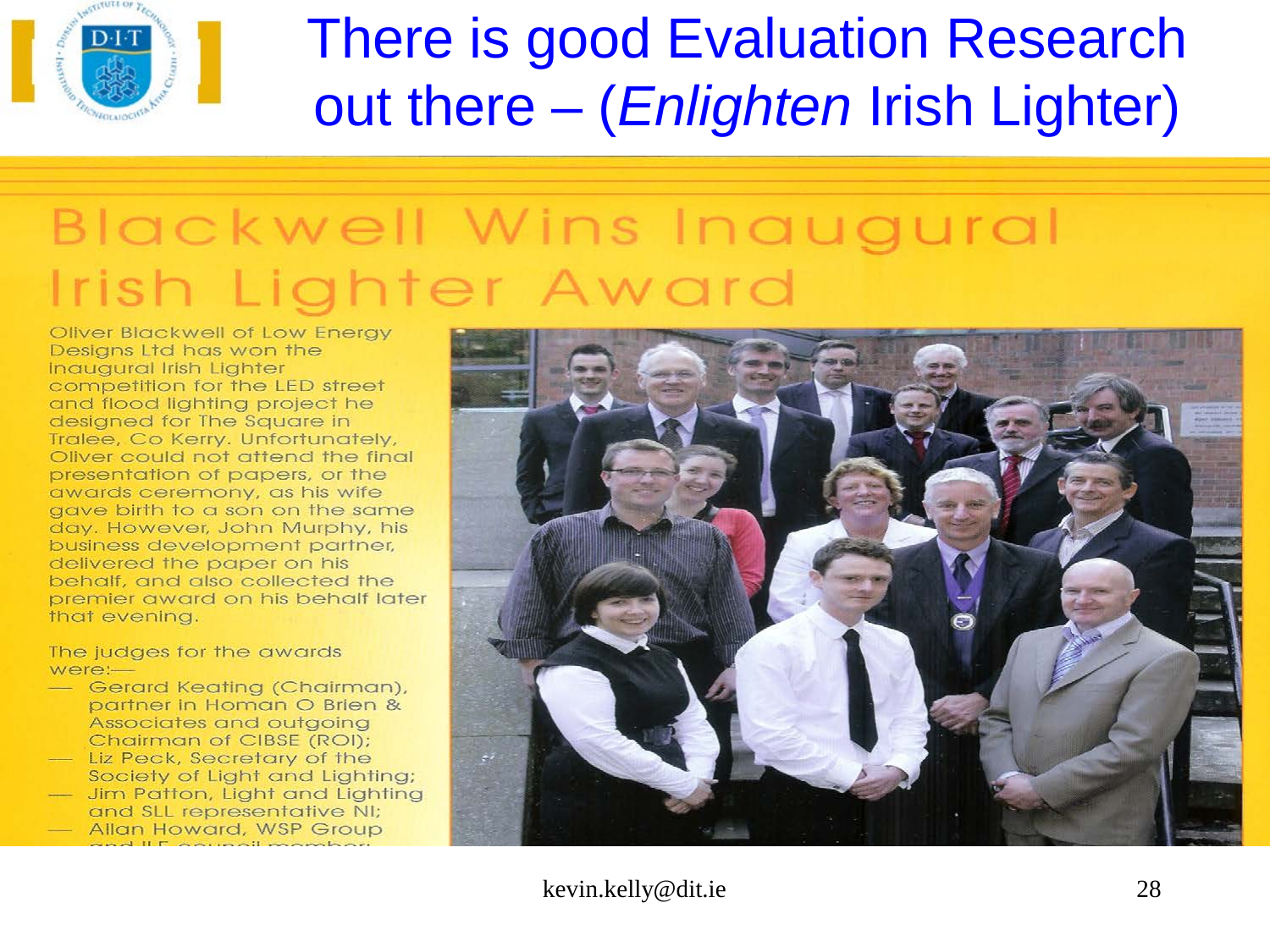# There is good Evaluation Research out there – (*Enlighten* Irish Lighter)

## Blackwell Wins Inaugural Irish Lighter Award

Oliver Blackwell of Low Energy Designs Ltd has won the inaugural Irish Lighter competition for the LED street and flood lighting project he designed for The Square in Tralee, Co Kerry. Unfortunately, Oliver could not attend the final presentation of papers, or the awards ceremony, as his wife gave birth to a son on the same day. However, John Murphy, his business development partner, delivered the paper on his behalf, and also collected the premier award on his behalf later that evening.

The judges for the awards were:—

- Gerard Keating (Chairman), partner in Homan O Brien & Associates and outgoing Chairman of CIBSE (ROI);
- Liz Peck, Secretary of the Society of Light and Lighting;
- Jim Patton, Light and Lighting and SLL representative NI;
- Allan Howard, WSP Group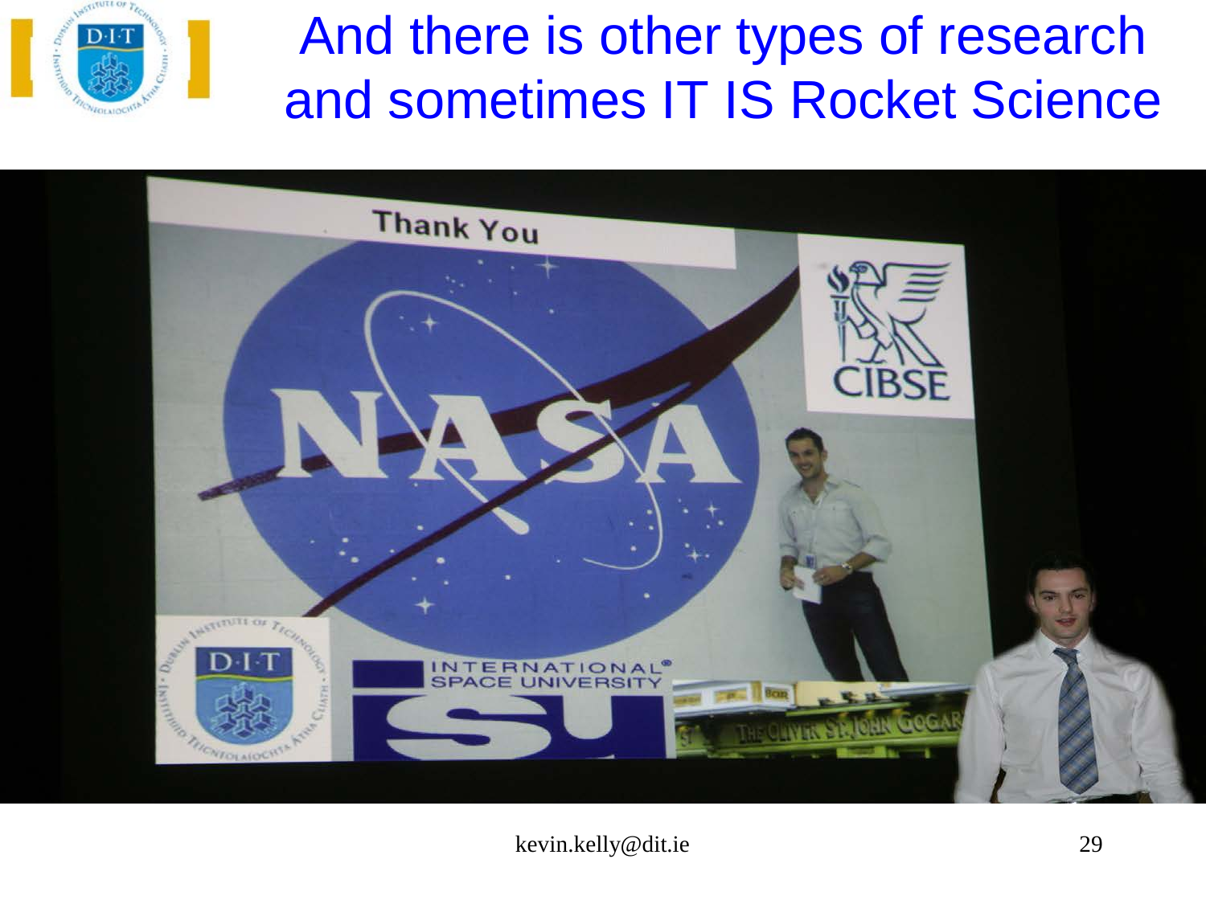# And there is other types of research and sometimes IT IS Rocket Science

kevin.kelly@dit.ie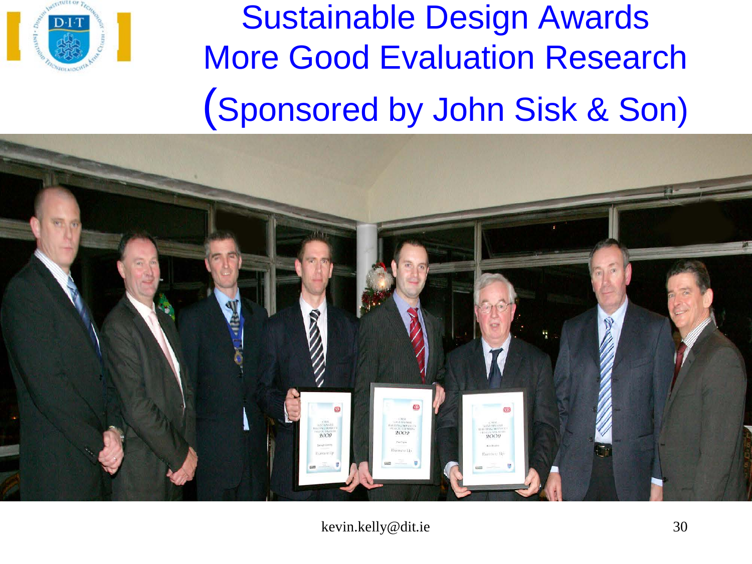# Sustainable Design Awards
# More Good Evaluation Research
# (Sponsored by John Sisk & Son)

kevin.kelly@dit.ie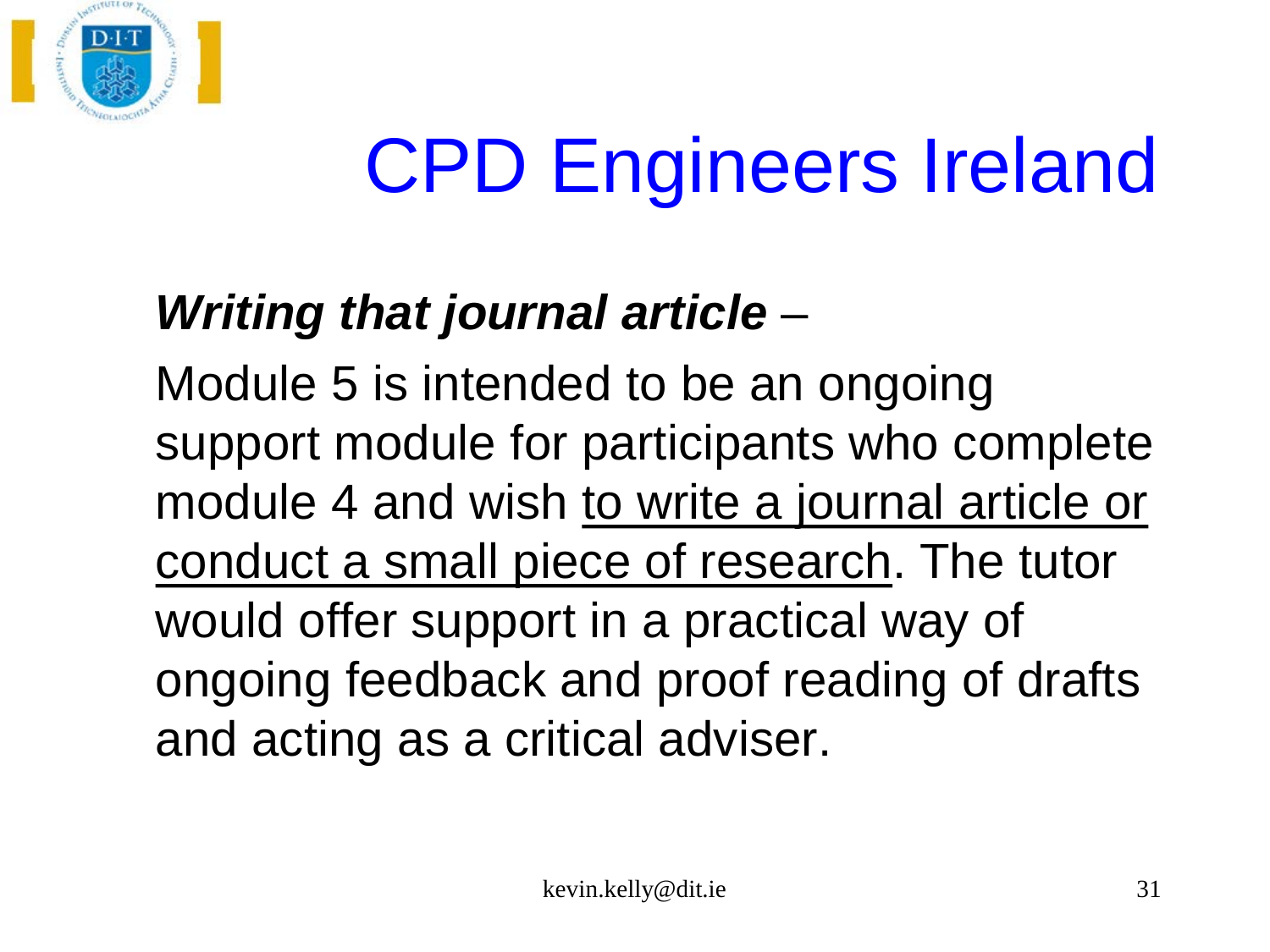# CPD Engineers Ireland

***Writing that journal article*** –

Module 5 is intended to be an ongoing support module for participants who complete module 4 and wish <u>to write a journal article or conduct a small piece of research</u>. The tutor would offer support in a practical way of ongoing feedback and proof reading of drafts and acting as a critical adviser.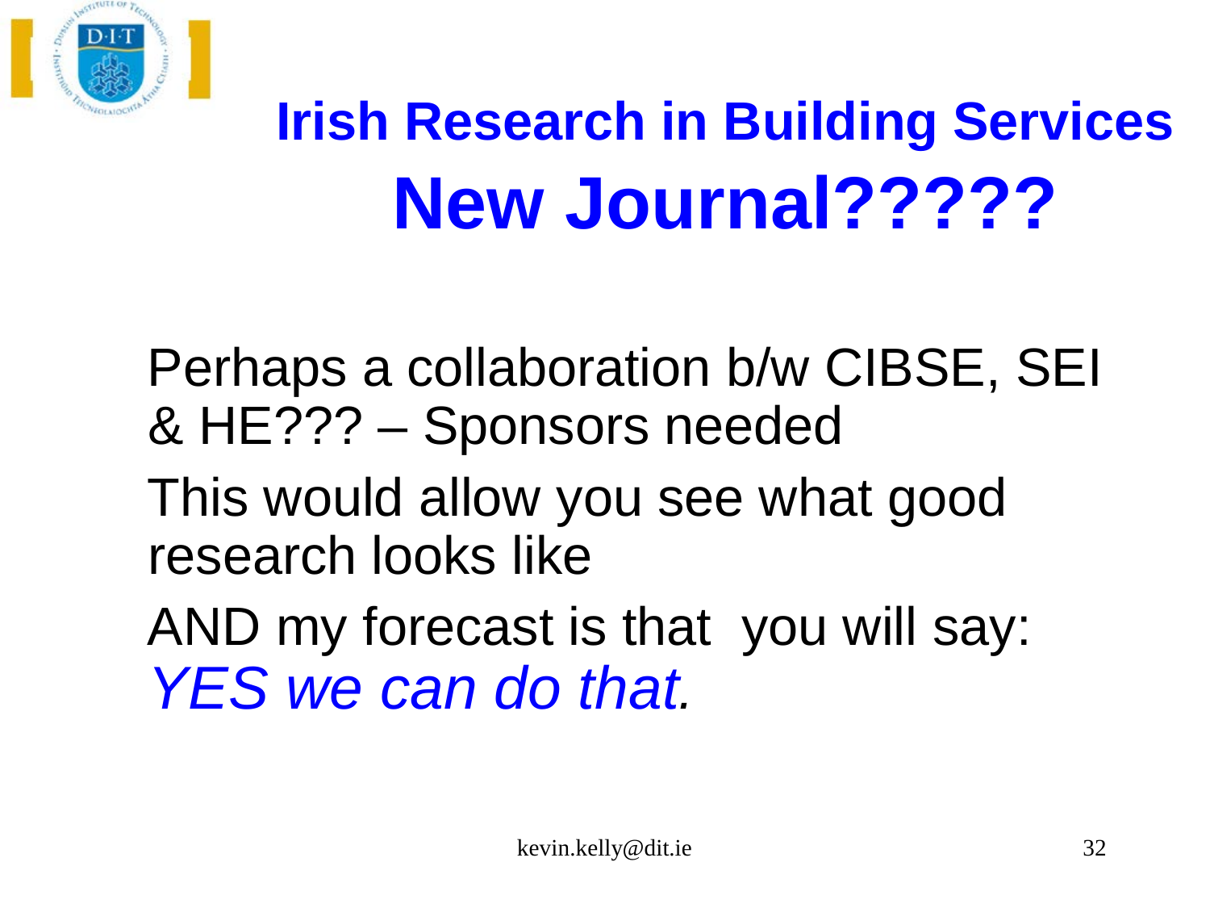# Irish Research in Building Services

## New Journal?????

Perhaps a collaboration b/w CIBSE, SEI & HE??? – Sponsors needed

This would allow you see what good research looks like

AND my forecast is that you will say: *YES we can do that.*

kevin.kelly@dit.ie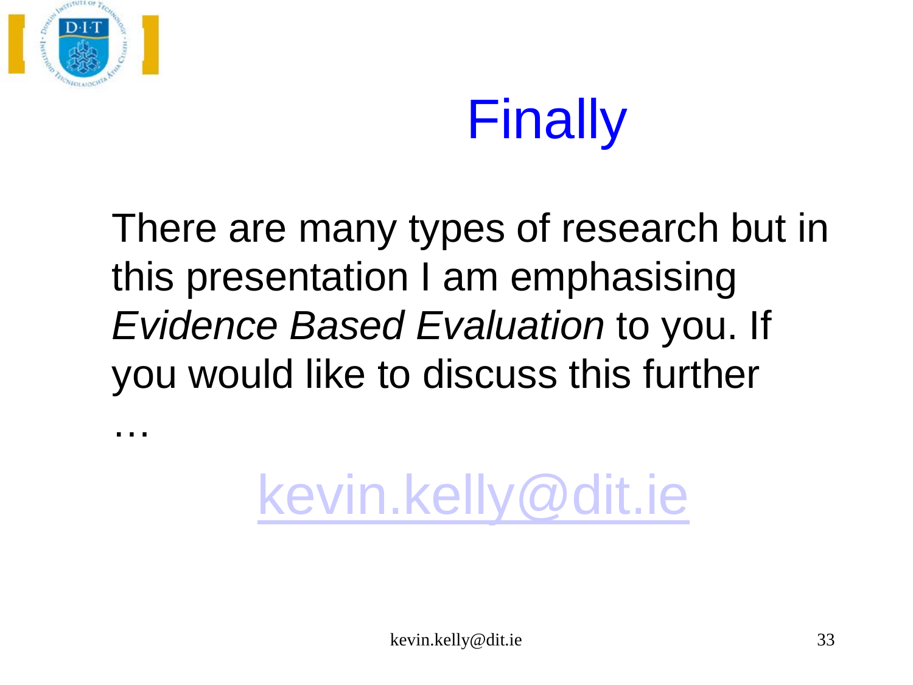# Finally

There are many types of research but in this presentation I am emphasising *Evidence Based Evaluation* to you. If you would like to discuss this further

…

kevin.kelly@dit.ie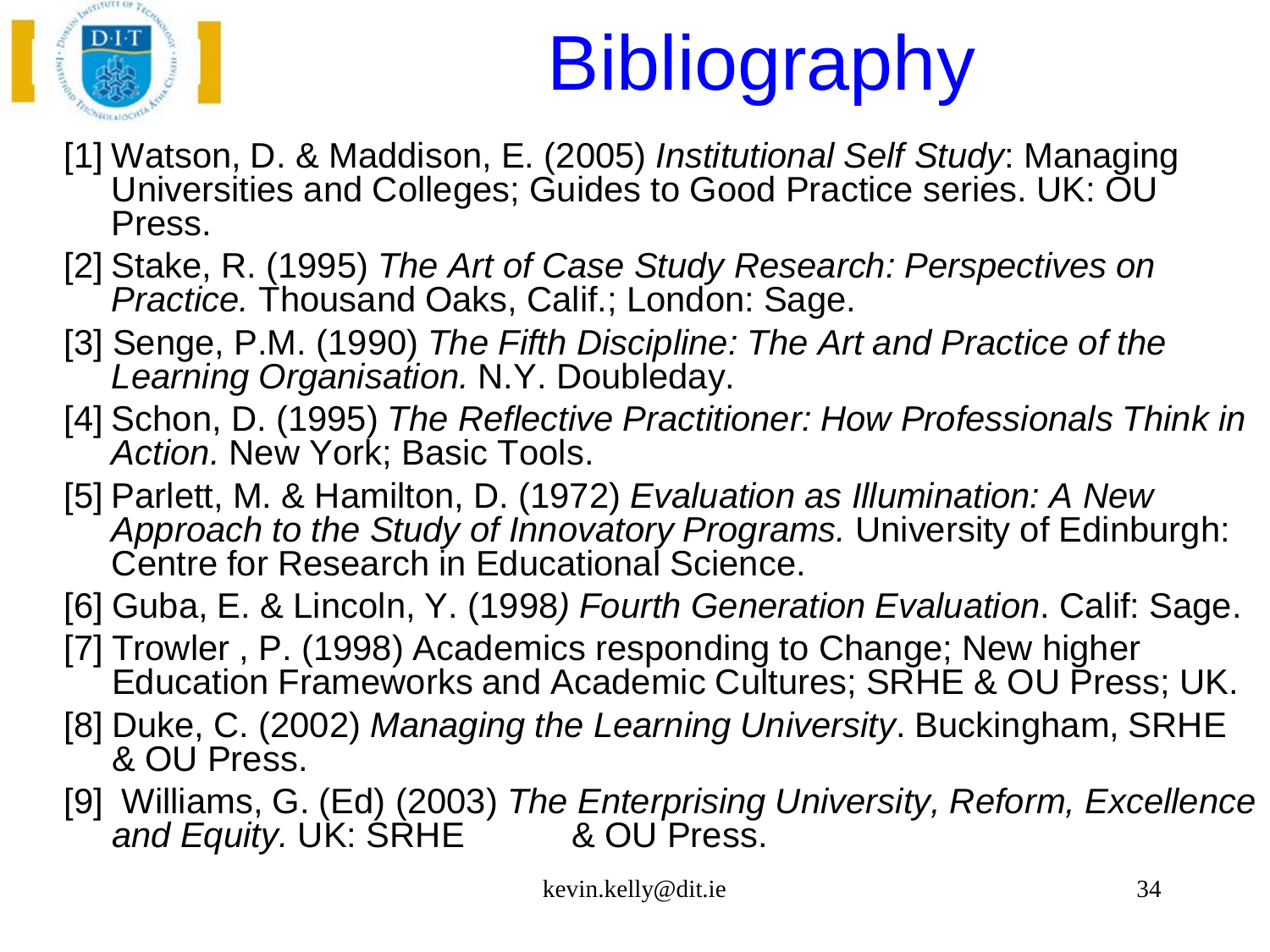# Bibliography

[1] Watson, D. & Maddison, E. (2005) *Institutional Self Study*: Managing Universities and Colleges; Guides to Good Practice series. UK: OU Press.

[2] Stake, R. (1995) *The Art of Case Study Research: Perspectives on Practice.* Thousand Oaks, Calif.; London: Sage.

[3] Senge, P.M. (1990) *The Fifth Discipline: The Art and Practice of the Learning Organisation.* N.Y. Doubleday.

[4] Schon, D. (1995) *The Reflective Practitioner: How Professionals Think in Action.* New York; Basic Tools.

[5] Parlett, M. & Hamilton, D. (1972) *Evaluation as Illumination: A New Approach to the Study of Innovatory Programs.* University of Edinburgh: Centre for Research in Educational Science.

[6] Guba, E. & Lincoln, Y. (1998*) Fourth Generation Evaluation*. Calif: Sage.

[7] Trowler , P. (1998) Academics responding to Change; New higher Education Frameworks and Academic Cultures; SRHE & OU Press; UK.

[8] Duke, C. (2002) *Managing the Learning University*. Buckingham, SRHE & OU Press.

[9] Williams, G. (Ed) (2003) *The Enterprising University, Reform, Excellence and Equity.* UK: SRHE & OU Press.

kevin.kelly@dit.ie